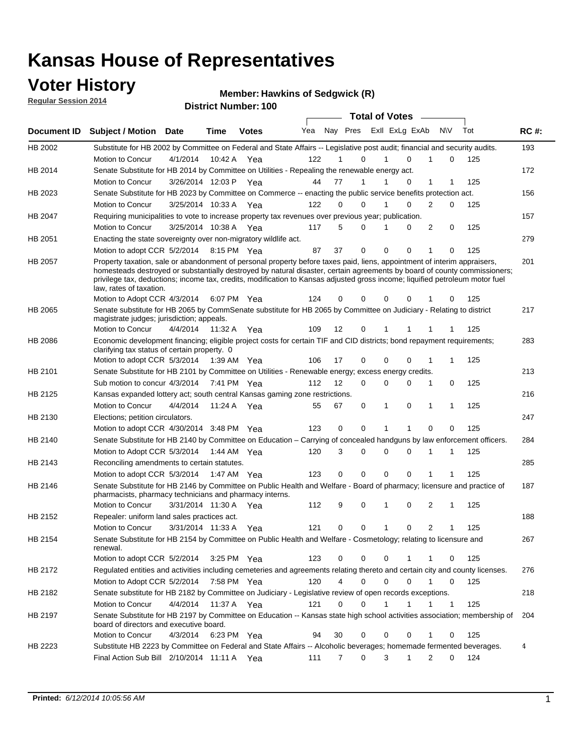# Kansas House of Representatives

## Voter History

**Regular Session 2014**

**Member: Hawkins of Sedgwick (R)**

**District Number: 100**

| Document ID | Subject / Motion | Date | Time | Votes | Yea | Nay | Pres | ExII | ExLg | ExAb | N\V | Tot | RC #: |
|---|---|---|---|---|---|---|---|---|---|---|---|---|---|
| HB 2002 | Substitute for HB 2002 by Committee on Federal and State Affairs -- Legislative post audit; financial and security audits. | | | | | | | | | | | | 193 |
| | Motion to Concur | 4/1/2014 | 10:42 A | Yea | 122 | 1 | 0 | 1 | 0 | 1 | 0 | 125 | |
| HB 2014 | Senate Substitute for HB 2014 by Committee on Utilities - Repealing the renewable energy act. | | | | | | | | | | | | 172 |
| | Motion to Concur | 3/26/2014 | 12:03 P | Yea | 44 | 77 | 1 | 1 | 0 | 1 | 1 | 125 | |
| HB 2023 | Senate Substitute for HB 2023 by Committee on Commerce -- enacting the public service benefits protection act. | | | | | | | | | | | | 156 |
| | Motion to Concur | 3/25/2014 | 10:33 A | Yea | 122 | 0 | 0 | 1 | 0 | 2 | 0 | 125 | |
| HB 2047 | Requiring municipalities to vote to increase property tax revenues over previous year; publication. | | | | | | | | | | | | 157 |
| | Motion to Concur | 3/25/2014 | 10:38 A | Yea | 117 | 5 | 0 | 1 | 0 | 2 | 0 | 125 | |
| HB 2051 | Enacting the state sovereignty over non-migratory wildlife act. | | | | | | | | | | | | 279 |
| | Motion to adopt CCR | 5/2/2014 | 8:15 PM | Yea | 87 | 37 | 0 | 0 | 0 | 1 | 0 | 125 | |
| HB 2057 | Property taxation, sale or abandonment of personal property before taxes paid, liens, appointment of interim appraisers, homesteads destroyed or substantially destroyed by natural disaster, certain agreements by board of county commissioners; privilege tax, deductions; income tax, credits, modification to Kansas adjusted gross income; liquified petroleum motor fuel law, rates of taxation. | | | | | | | | | | | | 201 |
| | Motion to Adopt CCR | 4/3/2014 | 6:07 PM | Yea | 124 | 0 | 0 | 0 | 0 | 1 | 0 | 125 | |
| HB 2065 | Senate substitute for HB 2065 by CommSenate substitute for HB 2065 by Committee on Judiciary - Relating to district magistrate judges; jurisdiction; appeals. | | | | | | | | | | | | 217 |
| | Motion to Concur | 4/4/2014 | 11:32 A | Yea | 109 | 12 | 0 | 1 | 1 | 1 | 1 | 125 | |
| HB 2086 | Economic development financing; eligible project costs for certain TIF and CID districts; bond repayment requirements; clarifying tax status of certain property. 0 | | | | | | | | | | | | 283 |
| | Motion to adopt CCR | 5/3/2014 | 1:39 AM | Yea | 106 | 17 | 0 | 0 | 0 | 1 | 1 | 125 | |
| HB 2101 | Senate Substitute for HB 2101 by Committee on Utilities - Renewable energy; excess energy credits. | | | | | | | | | | | | 213 |
| | Sub motion to concur | 4/3/2014 | 7:41 PM | Yea | 112 | 12 | 0 | 0 | 0 | 1 | 0 | 125 | |
| HB 2125 | Kansas expanded lottery act; south central Kansas gaming zone restrictions. | | | | | | | | | | | | 216 |
| | Motion to Concur | 4/4/2014 | 11:24 A | Yea | 55 | 67 | 0 | 1 | 0 | 1 | 1 | 125 | |
| HB 2130 | Elections; petition circulators. | | | | | | | | | | | | 247 |
| | Motion to adopt CCR | 4/30/2014 | 3:48 PM | Yea | 123 | 0 | 0 | 1 | 1 | 0 | 0 | 125 | |
| HB 2140 | Senate Substitute for HB 2140 by Committee on Education – Carrying of concealed handguns by law enforcement officers. | | | | | | | | | | | | 284 |
| | Motion to Adopt CCR | 5/3/2014 | 1:44 AM | Yea | 120 | 3 | 0 | 0 | 0 | 1 | 1 | 125 | |
| HB 2143 | Reconciling amendments to certain statutes. | | | | | | | | | | | | 285 |
| | Motion to adopt CCR | 5/3/2014 | 1:47 AM | Yea | 123 | 0 | 0 | 0 | 0 | 1 | 1 | 125 | |
| HB 2146 | Senate Substitute for HB 2146 by Committee on Public Health and Welfare - Board of pharmacy; licensure and practice of pharmacists, pharmacy technicians and pharmacy interns. | | | | | | | | | | | | 187 |
| | Motion to Concur | 3/31/2014 | 11:30 A | Yea | 112 | 9 | 0 | 1 | 0 | 2 | 1 | 125 | |
| HB 2152 | Repealer: uniform land sales practices act. | | | | | | | | | | | | 188 |
| | Motion to Concur | 3/31/2014 | 11:33 A | Yea | 121 | 0 | 0 | 1 | 0 | 2 | 1 | 125 | |
| HB 2154 | Senate Substitute for HB 2154 by Committee on Public Health and Welfare - Cosmetology; relating to licensure and renewal. | | | | | | | | | | | | 267 |
| | Motion to adopt CCR | 5/2/2014 | 3:25 PM | Yea | 123 | 0 | 0 | 0 | 1 | 1 | 0 | 125 | |
| HB 2172 | Regulated entities and activities including cemeteries and agreements relating thereto and certain city and county licenses. | | | | | | | | | | | | 276 |
| | Motion to Adopt CCR | 5/2/2014 | 7:58 PM | Yea | 120 | 4 | 0 | 0 | 0 | 1 | 0 | 125 | |
| HB 2182 | Senate substitute for HB 2182 by Committee on Judiciary - Legislative review of open records exceptions. | | | | | | | | | | | | 218 |
| | Motion to Concur | 4/4/2014 | 11:37 A | Yea | 121 | 0 | 0 | 1 | 1 | 1 | 1 | 125 | |
| HB 2197 | Senate Substitute for HB 2197 by Committee on Education -- Kansas state high school activities association; membership of board of directors and executive board. | | | | | | | | | | | | 204 |
| | Motion to Concur | 4/3/2014 | 6:23 PM | Yea | 94 | 30 | 0 | 0 | 0 | 1 | 0 | 125 | |
| HB 2223 | Substitute HB 2223 by Committee on Federal and State Affairs -- Alcoholic beverages; homemade fermented beverages. | | | | | | | | | | | | 4 |
| | Final Action Sub Bill | 2/10/2014 | 11:11 A | Yea | 111 | 7 | 0 | 3 | 1 | 2 | 0 | 124 | |

**Printed:** *6/12/2014 10:05:56 AM*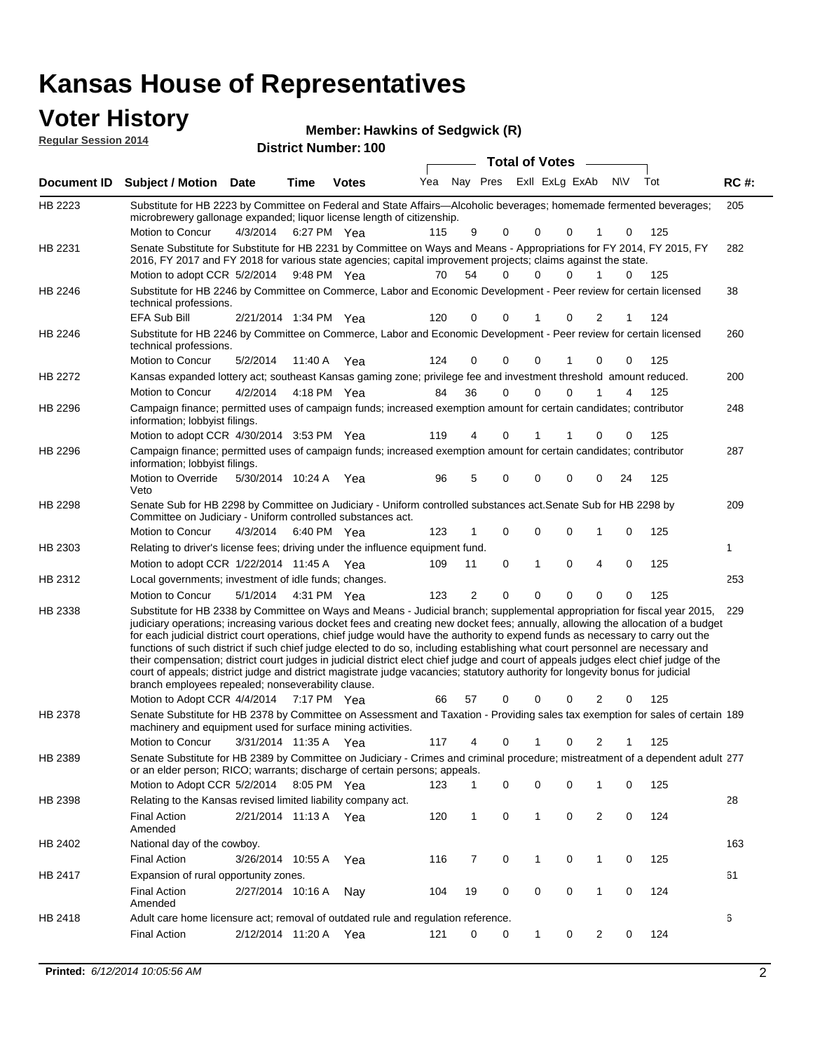# Kansas House of Representatives

## Voter History

**Regular Session 2014**

**Member: Hawkins of Sedgwick (R)**

**District Number: 100**

| Document ID | Subject / Motion | Date | Time | Votes | Yea | Nay | Pres | ExII | ExLg | ExAb | N\V | Tot | RC #: |
|---|---|---|---|---|---|---|---|---|---|---|---|---|---|
| HB 2223 | Substitute for HB 2223 by Committee on Federal and State Affairs—Alcoholic beverages; homemade fermented beverages; microbrewery gallonage expanded; liquor license length of citizenship. | | | | | | | | | | | | 205 |
| | Motion to Concur | 4/3/2014 | 6:27 PM | Yea | 115 | 9 | 0 | 0 | 0 | 1 | 0 | 125 | |
| HB 2231 | Senate Substitute for Substitute for HB 2231 by Committee on Ways and Means - Appropriations for FY 2014, FY 2015, FY 2016, FY 2017 and FY 2018 for various state agencies; capital improvement projects; claims against the state. | | | | | | | | | | | | 282 |
| | Motion to adopt CCR | 5/2/2014 | 9:48 PM | Yea | 70 | 54 | 0 | 0 | 0 | 1 | 0 | 125 | |
| HB 2246 | Substitute for HB 2246 by Committee on Commerce, Labor and Economic Development - Peer review for certain licensed technical professions. | | | | | | | | | | | | 38 |
| | EFA Sub Bill | 2/21/2014 | 1:34 PM | Yea | 120 | 0 | 0 | 1 | 0 | 2 | 1 | 124 | |
| HB 2246 | Substitute for HB 2246 by Committee on Commerce, Labor and Economic Development - Peer review for certain licensed technical professions. | | | | | | | | | | | | 260 |
| | Motion to Concur | 5/2/2014 | 11:40 A | Yea | 124 | 0 | 0 | 0 | 1 | 0 | 0 | 125 | |
| HB 2272 | Kansas expanded lottery act; southeast Kansas gaming zone; privilege fee and investment threshold amount reduced. | | | | | | | | | | | | 200 |
| | Motion to Concur | 4/2/2014 | 4:18 PM | Yea | 84 | 36 | 0 | 0 | 0 | 1 | 4 | 125 | |
| HB 2296 | Campaign finance; permitted uses of campaign funds; increased exemption amount for certain candidates; contributor information; lobbyist filings. | | | | | | | | | | | | 248 |
| | Motion to adopt CCR | 4/30/2014 | 3:53 PM | Yea | 119 | 4 | 0 | 1 | 1 | 0 | 0 | 125 | |
| HB 2296 | Campaign finance; permitted uses of campaign funds; increased exemption amount for certain candidates; contributor information; lobbyist filings. | | | | | | | | | | | | 287 |
| | Motion to Override Veto | 5/30/2014 | 10:24 A | Yea | 96 | 5 | 0 | 0 | 0 | 0 | 24 | 125 | |
| HB 2298 | Senate Sub for HB 2298 by Committee on Judiciary - Uniform controlled substances act.Senate Sub for HB 2298 by Committee on Judiciary - Uniform controlled substances act. | | | | | | | | | | | | 209 |
| | Motion to Concur | 4/3/2014 | 6:40 PM | Yea | 123 | 1 | 0 | 0 | 0 | 1 | 0 | 125 | |
| HB 2303 | Relating to driver's license fees; driving under the influence equipment fund. | | | | | | | | | | | | 1 |
| | Motion to adopt CCR | 1/22/2014 | 11:45 A | Yea | 109 | 11 | 0 | 1 | 0 | 4 | 0 | 125 | |
| HB 2312 | Local governments; investment of idle funds; changes. | | | | | | | | | | | | 253 |
| | Motion to Concur | 5/1/2014 | 4:31 PM | Yea | 123 | 2 | 0 | 0 | 0 | 0 | 0 | 125 | |
| HB 2338 | Substitute for HB 2338 by Committee on Ways and Means - Judicial branch; supplemental appropriation for fiscal year 2015, judiciary operations; increasing various docket fees and creating new docket fees; annually, allowing the allocation of a budget for each judicial district court operations, chief judge would have the authority to expend funds as necessary to carry out the functions of such district if such chief judge elected to do so, including establishing what court personnel are necessary and their compensation; district court judges in judicial district elect chief judge and court of appeals judges elect chief judge of the court of appeals; district judge and district magistrate judge vacancies; statutory authority for longevity bonus for judicial branch employees repealed; nonseverability clause. | | | | | | | | | | | | 229 |
| | Motion to Adopt CCR | 4/4/2014 | 7:17 PM | Yea | 66 | 57 | 0 | 0 | 0 | 2 | 0 | 125 | |
| HB 2378 | Senate Substitute for HB 2378 by Committee on Assessment and Taxation - Providing sales tax exemption for sales of certain machinery and equipment used for surface mining activities. | | | | | | | | | | | | 189 |
| | Motion to Concur | 3/31/2014 | 11:35 A | Yea | 117 | 4 | 0 | 1 | 0 | 2 | 1 | 125 | |
| HB 2389 | Senate Substitute for HB 2389 by Committee on Judiciary - Crimes and criminal procedure; mistreatment of a dependent adult or an elder person; RICO; warrants; discharge of certain persons; appeals. | | | | | | | | | | | | 277 |
| | Motion to Adopt CCR | 5/2/2014 | 8:05 PM | Yea | 123 | 1 | 0 | 0 | 0 | 1 | 0 | 125 | |
| HB 2398 | Relating to the Kansas revised limited liability company act. | | | | | | | | | | | | 28 |
| | Final Action Amended | 2/21/2014 | 11:13 A | Yea | 120 | 1 | 0 | 1 | 0 | 2 | 0 | 124 | |
| HB 2402 | National day of the cowboy. | | | | | | | | | | | | 163 |
| | Final Action | 3/26/2014 | 10:55 A | Yea | 116 | 7 | 0 | 1 | 0 | 1 | 0 | 125 | |
| HB 2417 | Expansion of rural opportunity zones. | | | | | | | | | | | | 61 |
| | Final Action Amended | 2/27/2014 | 10:16 A | Nay | 104 | 19 | 0 | 0 | 0 | 1 | 0 | 124 | |
| HB 2418 | Adult care home licensure act; removal of outdated rule and regulation reference. | | | | | | | | | | | | 6 |
| | Final Action | 2/12/2014 | 11:20 A | Yea | 121 | 0 | 0 | 1 | 0 | 2 | 0 | 124 | |

**Printed:** *6/12/2014 10:05:56 AM*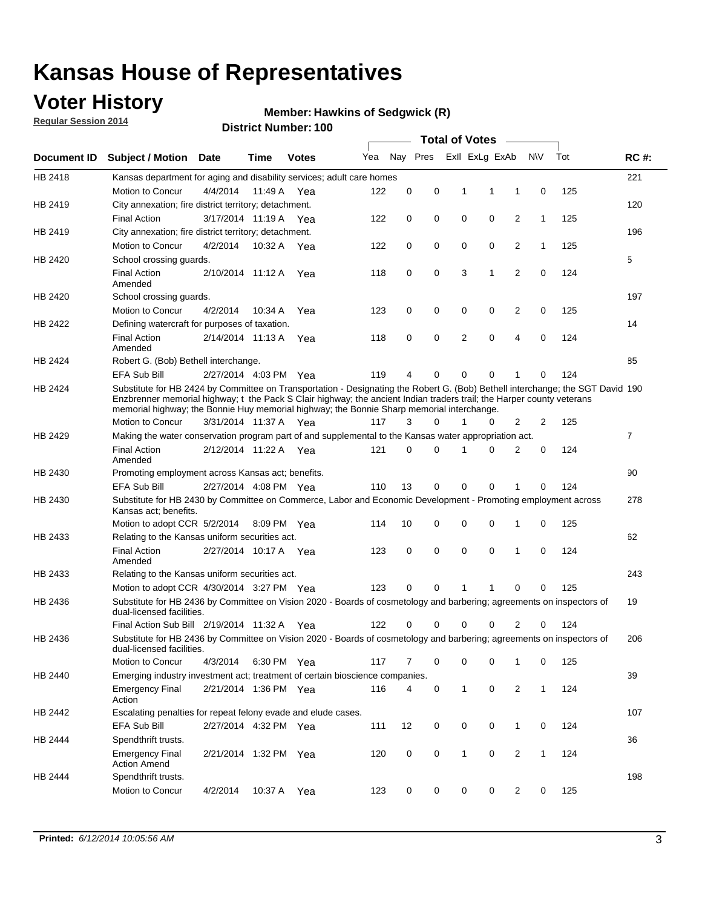# Kansas House of Representatives

## Voter History

**Regular Session 2014**

**Member: Hawkins of Sedgwick (R)**

**District Number: 100**

| Document ID | Subject / Motion | Date | Time | Votes | Yea | Nay | Pres | ExII | ExLg | ExAb | N\V | Tot | RC #: |
|---|---|---|---|---|---|---|---|---|---|---|---|---|---|
| HB 2418 | Kansas department for aging and disability services; adult care homes | | | | | | | | | | | | 221 |
| | Motion to Concur | 4/4/2014 | 11:49 A | Yea | 122 | 0 | 0 | 1 | 1 | 1 | 0 | 125 | |
| HB 2419 | City annexation; fire district territory; detachment. | | | | | | | | | | | | 120 |
| | Final Action | 3/17/2014 | 11:19 A | Yea | 122 | 0 | 0 | 0 | 0 | 2 | 1 | 125 | |
| HB 2419 | City annexation; fire district territory; detachment. | | | | | | | | | | | | 196 |
| | Motion to Concur | 4/2/2014 | 10:32 A | Yea | 122 | 0 | 0 | 0 | 0 | 2 | 1 | 125 | |
| HB 2420 | School crossing guards. | | | | | | | | | | | | 5 |
| | Final Action Amended | 2/10/2014 | 11:12 A | Yea | 118 | 0 | 0 | 3 | 1 | 2 | 0 | 124 | |
| HB 2420 | School crossing guards. | | | | | | | | | | | | 197 |
| | Motion to Concur | 4/2/2014 | 10:34 A | Yea | 123 | 0 | 0 | 0 | 0 | 2 | 0 | 125 | |
| HB 2422 | Defining watercraft for purposes of taxation. | | | | | | | | | | | | 14 |
| | Final Action Amended | 2/14/2014 | 11:13 A | Yea | 118 | 0 | 0 | 2 | 0 | 4 | 0 | 124 | |
| HB 2424 | Robert G. (Bob) Bethell interchange. | | | | | | | | | | | | 85 |
| | EFA Sub Bill | 2/27/2014 | 4:03 PM | Yea | 119 | 4 | 0 | 0 | 0 | 1 | 0 | 124 | |
| HB 2424 | Substitute for HB 2424 by Committee on Transportation - Designating the Robert G. (Bob) Bethell interchange; the SGT David Enzbrenner memorial highway; t the Pack S Clair highway; the ancient Indian traders trail; the Harper county veterans memorial highway; the Bonnie Huy memorial highway; the Bonnie Sharp memorial interchange. | | | | | | | | | | | | 190 |
| | Motion to Concur | 3/31/2014 | 11:37 A | Yea | 117 | 3 | 0 | 1 | 0 | 2 | 2 | 125 | |
| HB 2429 | Making the water conservation program part of and supplemental to the Kansas water appropriation act. | | | | | | | | | | | | 7 |
| | Final Action Amended | 2/12/2014 | 11:22 A | Yea | 121 | 0 | 0 | 1 | 0 | 2 | 0 | 124 | |
| HB 2430 | Promoting employment across Kansas act; benefits. | | | | | | | | | | | | 90 |
| | EFA Sub Bill | 2/27/2014 | 4:08 PM | Yea | 110 | 13 | 0 | 0 | 0 | 1 | 0 | 124 | |
| HB 2430 | Substitute for HB 2430 by Committee on Commerce, Labor and Economic Development - Promoting employment across Kansas act; benefits. | | | | | | | | | | | | 278 |
| | Motion to adopt CCR | 5/2/2014 | 8:09 PM | Yea | 114 | 10 | 0 | 0 | 0 | 1 | 0 | 125 | |
| HB 2433 | Relating to the Kansas uniform securities act. | | | | | | | | | | | | 62 |
| | Final Action Amended | 2/27/2014 | 10:17 A | Yea | 123 | 0 | 0 | 0 | 0 | 1 | 0 | 124 | |
| HB 2433 | Relating to the Kansas uniform securities act. | | | | | | | | | | | | 243 |
| | Motion to adopt CCR | 4/30/2014 | 3:27 PM | Yea | 123 | 0 | 0 | 1 | 1 | 0 | 0 | 125 | |
| HB 2436 | Substitute for HB 2436 by Committee on Vision 2020 - Boards of cosmetology and barbering; agreements on inspectors of dual-licensed facilities. | | | | | | | | | | | | 19 |
| | Final Action Sub Bill | 2/19/2014 | 11:32 A | Yea | 122 | 0 | 0 | 0 | 0 | 2 | 0 | 124 | |
| HB 2436 | Substitute for HB 2436 by Committee on Vision 2020 - Boards of cosmetology and barbering; agreements on inspectors of dual-licensed facilities. | | | | | | | | | | | | 206 |
| | Motion to Concur | 4/3/2014 | 6:30 PM | Yea | 117 | 7 | 0 | 0 | 0 | 1 | 0 | 125 | |
| HB 2440 | Emerging industry investment act; treatment of certain bioscience companies. | | | | | | | | | | | | 39 |
| | Emergency Final Action | 2/21/2014 | 1:36 PM | Yea | 116 | 4 | 0 | 1 | 0 | 2 | 1 | 124 | |
| HB 2442 | Escalating penalties for repeat felony evade and elude cases. | | | | | | | | | | | | 107 |
| | EFA Sub Bill | 2/27/2014 | 4:32 PM | Yea | 111 | 12 | 0 | 0 | 0 | 1 | 0 | 124 | |
| HB 2444 | Spendthrift trusts. | | | | | | | | | | | | 36 |
| | Emergency Final Action Amend | 2/21/2014 | 1:32 PM | Yea | 120 | 0 | 0 | 1 | 0 | 2 | 1 | 124 | |
| HB 2444 | Spendthrift trusts. | | | | | | | | | | | | 198 |
| | Motion to Concur | 4/2/2014 | 10:37 A | Yea | 123 | 0 | 0 | 0 | 0 | 2 | 0 | 125 | |

**Printed:** *6/12/2014 10:05:56 AM*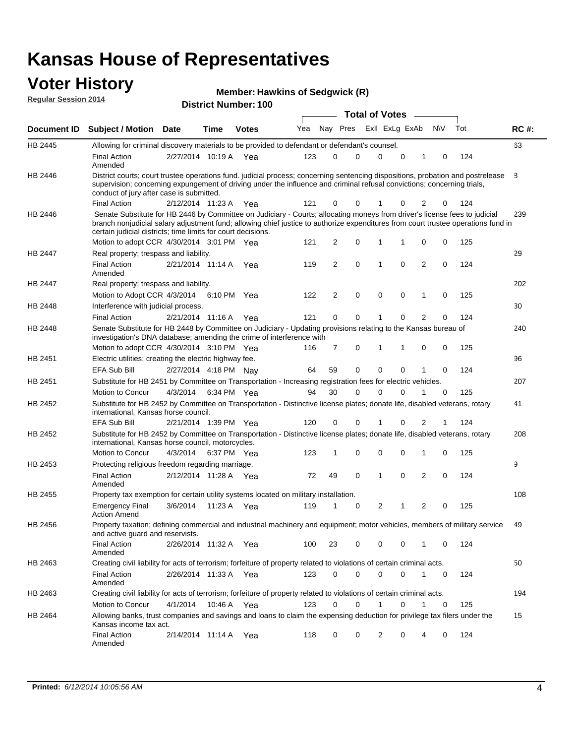# Kansas House of Representatives

## Voter History

**Regular Session 2014**

**Member: Hawkins of Sedgwick (R)**

**District Number: 100**

| Document ID | Subject / Motion | Date | Time | Votes | Yea | Nay | Pres | ExII | ExLg | ExAb | N\V | Tot | RC #: |
|---|---|---|---|---|---|---|---|---|---|---|---|---|---|
| HB 2445 | Allowing for criminal discovery materials to be provided to defendant or defendant's counsel. | | | | | | | | | | | | 63 |
| | Final Action Amended | 2/27/2014 | 10:19 A | Yea | 123 | 0 | 0 | 0 | 0 | 1 | 0 | 124 | |
| HB 2446 | District courts; court trustee operations fund. judicial process; concerning sentencing dispositions, probation and postrelease supervision; concerning expungement of driving under the influence and criminal refusal convictions; concerning trials, conduct of jury after case is submitted. | | | | | | | | | | | | 8 |
| | Final Action | 2/12/2014 | 11:23 A | Yea | 121 | 0 | 0 | 1 | 0 | 2 | 0 | 124 | |
| HB 2446 | Senate Substitute for HB 2446 by Committee on Judiciary - Courts; allocating moneys from driver's license fees to judicial branch nonjudicial salary adjustment fund; allowing chief justice to authorize expenditures from court trustee operations fund in certain judicial districts; time limits for court decisions. | | | | | | | | | | | | 239 |
| | Motion to adopt CCR | 4/30/2014 | 3:01 PM | Yea | 121 | 2 | 0 | 1 | 1 | 0 | 0 | 125 | |
| HB 2447 | Real property; trespass and liability. | | | | | | | | | | | | 29 |
| | Final Action Amended | 2/21/2014 | 11:14 A | Yea | 119 | 2 | 0 | 1 | 0 | 2 | 0 | 124 | |
| HB 2447 | Real property; trespass and liability. | | | | | | | | | | | | 202 |
| | Motion to Adopt CCR | 4/3/2014 | 6:10 PM | Yea | 122 | 2 | 0 | 0 | 0 | 1 | 0 | 125 | |
| HB 2448 | Interference with judicial process. | | | | | | | | | | | | 30 |
| | Final Action | 2/21/2014 | 11:16 A | Yea | 121 | 0 | 0 | 1 | 0 | 2 | 0 | 124 | |
| HB 2448 | Senate Substitute for HB 2448 by Committee on Judiciary - Updating provisions relating to the Kansas bureau of investigation's DNA database; amending the crime of interference with | | | | | | | | | | | | 240 |
| | Motion to adopt CCR | 4/30/2014 | 3:10 PM | Yea | 116 | 7 | 0 | 1 | 1 | 0 | 0 | 125 | |
| HB 2451 | Electric utilities; creating the electric highway fee. | | | | | | | | | | | | 96 |
| | EFA Sub Bill | 2/27/2014 | 4:18 PM | Nay | 64 | 59 | 0 | 0 | 0 | 1 | 0 | 124 | |
| HB 2451 | Substitute for HB 2451 by Committee on Transportation - Increasing registration fees for electric vehicles. | | | | | | | | | | | | 207 |
| | Motion to Concur | 4/3/2014 | 6:34 PM | Yea | 94 | 30 | 0 | 0 | 0 | 1 | 0 | 125 | |
| HB 2452 | Substitute for HB 2452 by Committee on Transportation - Distinctive license plates; donate life, disabled veterans, rotary international, Kansas horse council. | | | | | | | | | | | | 41 |
| | EFA Sub Bill | 2/21/2014 | 1:39 PM | Yea | 120 | 0 | 0 | 1 | 0 | 2 | 1 | 124 | |
| HB 2452 | Substitute for HB 2452 by Committee on Transportation - Distinctive license plates; donate life, disabled veterans, rotary international, Kansas horse council, motorcycles. | | | | | | | | | | | | 208 |
| | Motion to Concur | 4/3/2014 | 6:37 PM | Yea | 123 | 1 | 0 | 0 | 0 | 1 | 0 | 125 | |
| HB 2453 | Protecting religious freedom regarding marriage. | | | | | | | | | | | | 9 |
| | Final Action Amended | 2/12/2014 | 11:28 A | Yea | 72 | 49 | 0 | 1 | 0 | 2 | 0 | 124 | |
| HB 2455 | Property tax exemption for certain utility systems located on military installation. | | | | | | | | | | | | 108 |
| | Emergency Final Action Amend | 3/6/2014 | 11:23 A | Yea | 119 | 1 | 0 | 2 | 1 | 2 | 0 | 125 | |
| HB 2456 | Property taxation; defining commercial and industrial machinery and equipment; motor vehicles, members of military service and active guard and reservists. | | | | | | | | | | | | 49 |
| | Final Action Amended | 2/26/2014 | 11:32 A | Yea | 100 | 23 | 0 | 0 | 0 | 1 | 0 | 124 | |
| HB 2463 | Creating civil liability for acts of terrorism; forfeiture of property related to violations of certain criminal acts. | | | | | | | | | | | | 50 |
| | Final Action Amended | 2/26/2014 | 11:33 A | Yea | 123 | 0 | 0 | 0 | 0 | 1 | 0 | 124 | |
| HB 2463 | Creating civil liability for acts of terrorism; forfeiture of property related to violations of certain criminal acts. | | | | | | | | | | | | 194 |
| | Motion to Concur | 4/1/2014 | 10:46 A | Yea | 123 | 0 | 0 | 1 | 0 | 1 | 0 | 125 | |
| HB 2464 | Allowing banks, trust companies and savings and loans to claim the expensing deduction for privilege tax filers under the Kansas income tax act. | | | | | | | | | | | | 15 |
| | Final Action Amended | 2/14/2014 | 11:14 A | Yea | 118 | 0 | 0 | 2 | 0 | 4 | 0 | 124 | |

**Printed:** *6/12/2014 10:05:56 AM*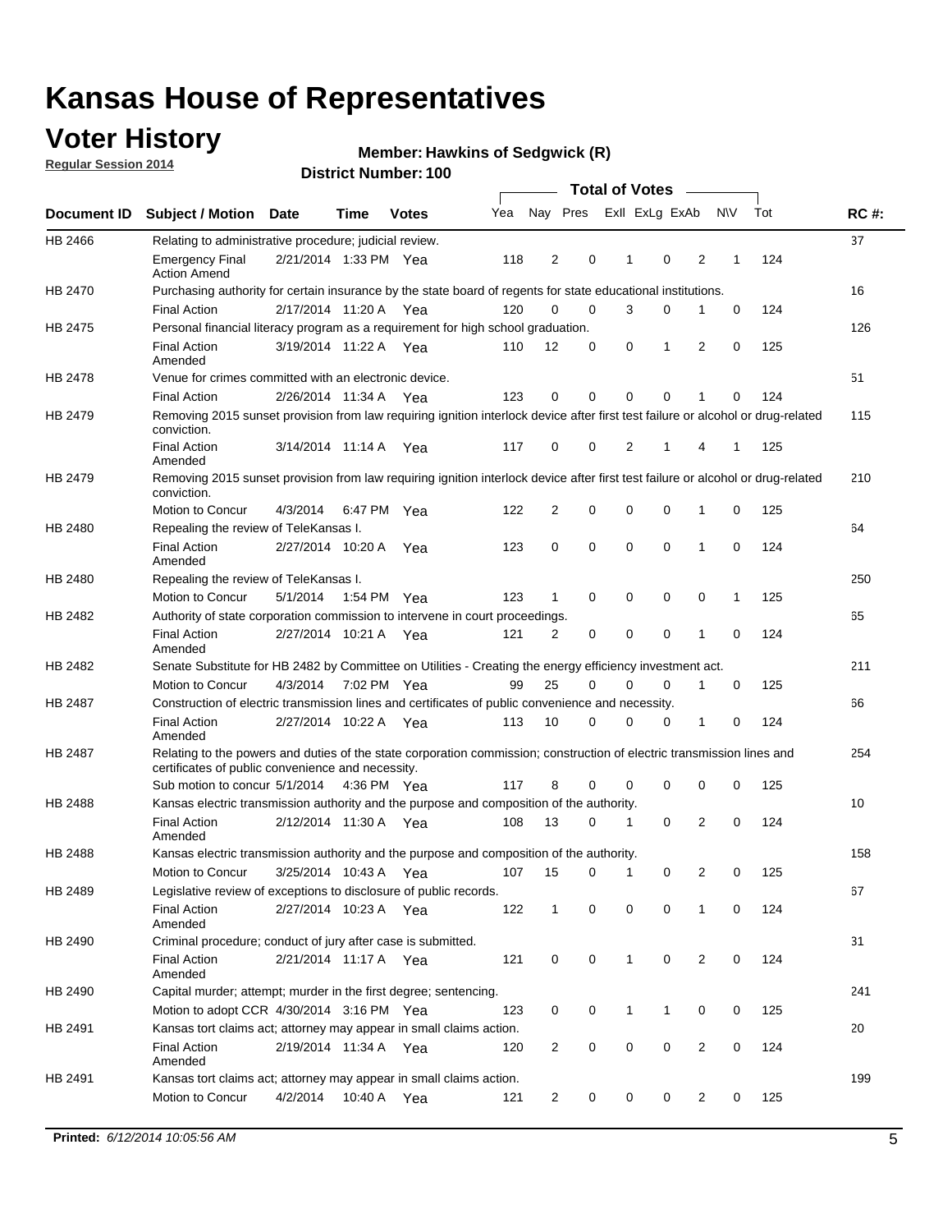# Kansas House of Representatives

## Voter History

**Regular Session 2014**

**Member: Hawkins of Sedgwick (R)**

**District Number: 100**

| Document ID | Subject / Motion | Date | Time | Votes | Yea | Nay | Pres | ExII | ExLg | ExAb | N\V | Tot | RC #: |
|---|---|---|---|---|---|---|---|---|---|---|---|---|---|
| HB 2466 | Relating to administrative procedure; judicial review. | | | | | | | | | | | | 37 |
| | Emergency Final Action Amend | 2/21/2014 | 1:33 PM | Yea | 118 | 2 | 0 | 1 | 0 | 2 | 1 | 124 | |
| HB 2470 | Purchasing authority for certain insurance by the state board of regents for state educational institutions. | | | | | | | | | | | | 16 |
| | Final Action | 2/17/2014 | 11:20 A | Yea | 120 | 0 | 0 | 3 | 0 | 1 | 0 | 124 | |
| HB 2475 | Personal financial literacy program as a requirement for high school graduation. | | | | | | | | | | | | 126 |
| | Final Action Amended | 3/19/2014 | 11:22 A | Yea | 110 | 12 | 0 | 0 | 1 | 2 | 0 | 125 | |
| HB 2478 | Venue for crimes committed with an electronic device. | | | | | | | | | | | | 51 |
| | Final Action | 2/26/2014 | 11:34 A | Yea | 123 | 0 | 0 | 0 | 0 | 1 | 0 | 124 | |
| HB 2479 | Removing 2015 sunset provision from law requiring ignition interlock device after first test failure or alcohol or drug-related conviction. | | | | | | | | | | | | 115 |
| | Final Action Amended | 3/14/2014 | 11:14 A | Yea | 117 | 0 | 0 | 2 | 1 | 4 | 1 | 125 | |
| HB 2479 | Removing 2015 sunset provision from law requiring ignition interlock device after first test failure or alcohol or drug-related conviction. | | | | | | | | | | | | 210 |
| | Motion to Concur | 4/3/2014 | 6:47 PM | Yea | 122 | 2 | 0 | 0 | 0 | 1 | 0 | 125 | |
| HB 2480 | Repealing the review of TeleKansas I. | | | | | | | | | | | | 64 |
| | Final Action Amended | 2/27/2014 | 10:20 A | Yea | 123 | 0 | 0 | 0 | 0 | 1 | 0 | 124 | |
| HB 2480 | Repealing the review of TeleKansas I. | | | | | | | | | | | | 250 |
| | Motion to Concur | 5/1/2014 | 1:54 PM | Yea | 123 | 1 | 0 | 0 | 0 | 0 | 1 | 125 | |
| HB 2482 | Authority of state corporation commission to intervene in court proceedings. | | | | | | | | | | | | 65 |
| | Final Action Amended | 2/27/2014 | 10:21 A | Yea | 121 | 2 | 0 | 0 | 0 | 1 | 0 | 124 | |
| HB 2482 | Senate Substitute for HB 2482 by Committee on Utilities - Creating the energy efficiency investment act. | | | | | | | | | | | | 211 |
| | Motion to Concur | 4/3/2014 | 7:02 PM | Yea | 99 | 25 | 0 | 0 | 0 | 1 | 0 | 125 | |
| HB 2487 | Construction of electric transmission lines and certificates of public convenience and necessity. | | | | | | | | | | | | 66 |
| | Final Action Amended | 2/27/2014 | 10:22 A | Yea | 113 | 10 | 0 | 0 | 0 | 1 | 0 | 124 | |
| HB 2487 | Relating to the powers and duties of the state corporation commission; construction of electric transmission lines and certificates of public convenience and necessity. | | | | | | | | | | | | 254 |
| | Sub motion to concur | 5/1/2014 | 4:36 PM | Yea | 117 | 8 | 0 | 0 | 0 | 0 | 0 | 125 | |
| HB 2488 | Kansas electric transmission authority and the purpose and composition of the authority. | | | | | | | | | | | | 10 |
| | Final Action Amended | 2/12/2014 | 11:30 A | Yea | 108 | 13 | 0 | 1 | 0 | 2 | 0 | 124 | |
| HB 2488 | Kansas electric transmission authority and the purpose and composition of the authority. | | | | | | | | | | | | 158 |
| | Motion to Concur | 3/25/2014 | 10:43 A | Yea | 107 | 15 | 0 | 1 | 0 | 2 | 0 | 125 | |
| HB 2489 | Legislative review of exceptions to disclosure of public records. | | | | | | | | | | | | 67 |
| | Final Action Amended | 2/27/2014 | 10:23 A | Yea | 122 | 1 | 0 | 0 | 0 | 1 | 0 | 124 | |
| HB 2490 | Criminal procedure; conduct of jury after case is submitted. | | | | | | | | | | | | 31 |
| | Final Action Amended | 2/21/2014 | 11:17 A | Yea | 121 | 0 | 0 | 1 | 0 | 2 | 0 | 124 | |
| HB 2490 | Capital murder; attempt; murder in the first degree; sentencing. | | | | | | | | | | | | 241 |
| | Motion to adopt CCR | 4/30/2014 | 3:16 PM | Yea | 123 | 0 | 0 | 1 | 1 | 0 | 0 | 125 | |
| HB 2491 | Kansas tort claims act; attorney may appear in small claims action. | | | | | | | | | | | | 20 |
| | Final Action Amended | 2/19/2014 | 11:34 A | Yea | 120 | 2 | 0 | 0 | 0 | 2 | 0 | 124 | |
| HB 2491 | Kansas tort claims act; attorney may appear in small claims action. | | | | | | | | | | | | 199 |
| | Motion to Concur | 4/2/2014 | 10:40 A | Yea | 121 | 2 | 0 | 0 | 0 | 2 | 0 | 125 | |

**Printed:** *6/12/2014 10:05:56 AM*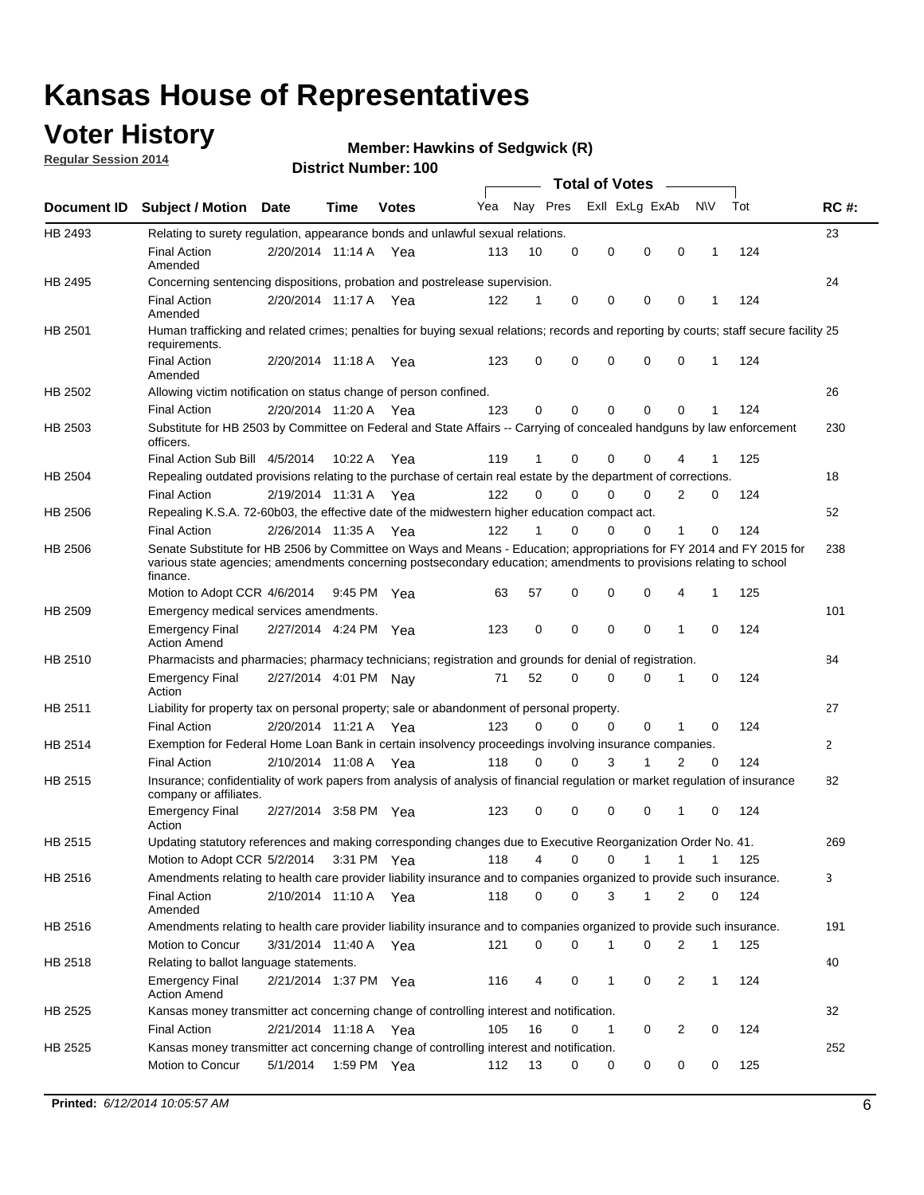# Kansas House of Representatives

## Voter History

**Regular Session 2014**

**Member: Hawkins of Sedgwick (R)**

**District Number: 100**

| Document ID | Subject / Motion | Date | Time | Votes | Yea | Nay | Pres | ExII | ExLg | ExAb | N\V | Tot | RC #: |
|---|---|---|---|---|---|---|---|---|---|---|---|---|---|
| HB 2493 | Relating to surety regulation, appearance bonds and unlawful sexual relations. | | | | | | | | | | | | 23 |
| | Final Action Amended | 2/20/2014 | 11:14 A | Yea | 113 | 10 | 0 | 0 | 0 | 0 | 1 | 124 | |
| HB 2495 | Concerning sentencing dispositions, probation and postrelease supervision. | | | | | | | | | | | | 24 |
| | Final Action Amended | 2/20/2014 | 11:17 A | Yea | 122 | 1 | 0 | 0 | 0 | 0 | 1 | 124 | |
| HB 2501 | Human trafficking and related crimes; penalties for buying sexual relations; records and reporting by courts; staff secure facility requirements. | | | | | | | | | | | | 25 |
| | Final Action Amended | 2/20/2014 | 11:18 A | Yea | 123 | 0 | 0 | 0 | 0 | 0 | 1 | 124 | |
| HB 2502 | Allowing victim notification on status change of person confined. | | | | | | | | | | | | 26 |
| | Final Action | 2/20/2014 | 11:20 A | Yea | 123 | 0 | 0 | 0 | 0 | 0 | 1 | 124 | |
| HB 2503 | Substitute for HB 2503 by Committee on Federal and State Affairs -- Carrying of concealed handguns by law enforcement officers. | | | | | | | | | | | | 230 |
| | Final Action Sub Bill | 4/5/2014 | 10:22 A | Yea | 119 | 1 | 0 | 0 | 0 | 4 | 1 | 125 | |
| HB 2504 | Repealing outdated provisions relating to the purchase of certain real estate by the department of corrections. | | | | | | | | | | | | 18 |
| | Final Action | 2/19/2014 | 11:31 A | Yea | 122 | 0 | 0 | 0 | 0 | 2 | 0 | 124 | |
| HB 2506 | Repealing K.S.A. 72-60b03, the effective date of the midwestern higher education compact act. | | | | | | | | | | | | 52 |
| | Final Action | 2/26/2014 | 11:35 A | Yea | 122 | 1 | 0 | 0 | 0 | 1 | 0 | 124 | |
| HB 2506 | Senate Substitute for HB 2506 by Committee on Ways and Means - Education; appropriations for FY 2014 and FY 2015 for various state agencies; amendments concerning postsecondary education; amendments to provisions relating to school finance. | | | | | | | | | | | | 238 |
| | Motion to Adopt CCR | 4/6/2014 | 9:45 PM | Yea | 63 | 57 | 0 | 0 | 0 | 4 | 1 | 125 | |
| HB 2509 | Emergency medical services amendments. | | | | | | | | | | | | 101 |
| | Emergency Final Action Amend | 2/27/2014 | 4:24 PM | Yea | 123 | 0 | 0 | 0 | 0 | 1 | 0 | 124 | |
| HB 2510 | Pharmacists and pharmacies; pharmacy technicians; registration and grounds for denial of registration. | | | | | | | | | | | | 84 |
| | Emergency Final Action | 2/27/2014 | 4:01 PM | Nay | 71 | 52 | 0 | 0 | 0 | 1 | 0 | 124 | |
| HB 2511 | Liability for property tax on personal property; sale or abandonment of personal property. | | | | | | | | | | | | 27 |
| | Final Action | 2/20/2014 | 11:21 A | Yea | 123 | 0 | 0 | 0 | 0 | 1 | 0 | 124 | |
| HB 2514 | Exemption for Federal Home Loan Bank in certain insolvency proceedings involving insurance companies. | | | | | | | | | | | | 2 |
| | Final Action | 2/10/2014 | 11:08 A | Yea | 118 | 0 | 0 | 3 | 1 | 2 | 0 | 124 | |
| HB 2515 | Insurance; confidentiality of work papers from analysis of analysis of financial regulation or market regulation of insurance company or affiliates. | | | | | | | | | | | | 82 |
| | Emergency Final Action | 2/27/2014 | 3:58 PM | Yea | 123 | 0 | 0 | 0 | 0 | 1 | 0 | 124 | |
| HB 2515 | Updating statutory references and making corresponding changes due to Executive Reorganization Order No. 41. | | | | | | | | | | | | 269 |
| | Motion to Adopt CCR | 5/2/2014 | 3:31 PM | Yea | 118 | 4 | 0 | 0 | 1 | 1 | 1 | 125 | |
| HB 2516 | Amendments relating to health care provider liability insurance and to companies organized to provide such insurance. | | | | | | | | | | | | 3 |
| | Final Action Amended | 2/10/2014 | 11:10 A | Yea | 118 | 0 | 0 | 3 | 1 | 2 | 0 | 124 | |
| HB 2516 | Amendments relating to health care provider liability insurance and to companies organized to provide such insurance. | | | | | | | | | | | | 191 |
| | Motion to Concur | 3/31/2014 | 11:40 A | Yea | 121 | 0 | 0 | 1 | 0 | 2 | 1 | 125 | |
| HB 2518 | Relating to ballot language statements. | | | | | | | | | | | | 40 |
| | Emergency Final Action Amend | 2/21/2014 | 1:37 PM | Yea | 116 | 4 | 0 | 1 | 0 | 2 | 1 | 124 | |
| HB 2525 | Kansas money transmitter act concerning change of controlling interest and notification. | | | | | | | | | | | | 32 |
| | Final Action | 2/21/2014 | 11:18 A | Yea | 105 | 16 | 0 | 1 | 0 | 2 | 0 | 124 | |
| HB 2525 | Kansas money transmitter act concerning change of controlling interest and notification. | | | | | | | | | | | | 252 |
| | Motion to Concur | 5/1/2014 | 1:59 PM | Yea | 112 | 13 | 0 | 0 | 0 | 0 | 0 | 125 | |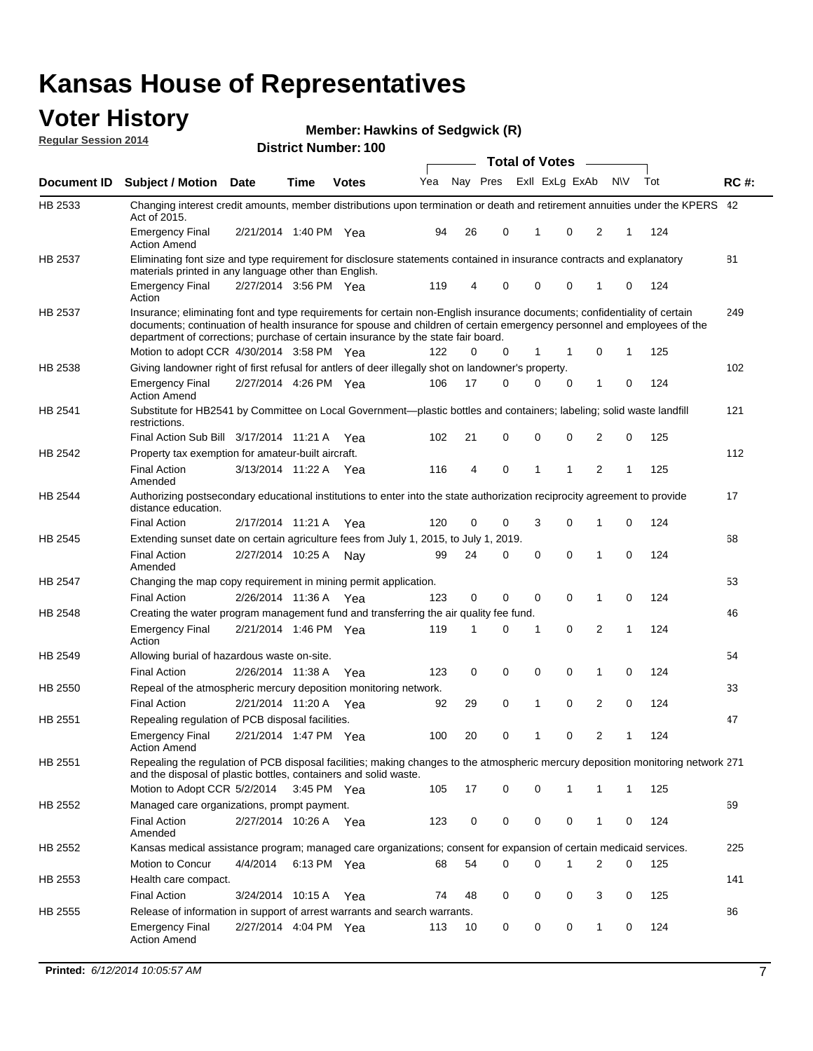# Kansas House of Representatives

## Voter History

**Regular Session 2014**

**Member: Hawkins of Sedgwick (R)**

**District Number: 100**

| Document ID | Subject / Motion | Date | Time | Votes | Yea | Nay | Pres | ExII | ExLg | ExAb | N\V | Tot | RC #: |
|---|---|---|---|---|---|---|---|---|---|---|---|---|---|
| HB 2533 | Changing interest credit amounts, member distributions upon termination or death and retirement annuities under the KPERS Act of 2015. | | | | | | | | | | | | 42 |
| | Emergency Final Action Amend | 2/21/2014 | 1:40 PM | Yea | 94 | 26 | 0 | 1 | 0 | 2 | 1 | 124 | |
| HB 2537 | Eliminating font size and type requirement for disclosure statements contained in insurance contracts and explanatory materials printed in any language other than English. | | | | | | | | | | | | 81 |
| | Emergency Final Action | 2/27/2014 | 3:56 PM | Yea | 119 | 4 | 0 | 0 | 0 | 1 | 0 | 124 | |
| HB 2537 | Insurance; eliminating font and type requirements for certain non-English insurance documents; confidentiality of certain documents; continuation of health insurance for spouse and children of certain emergency personnel and employees of the department of corrections; purchase of certain insurance by the state fair board. | | | | | | | | | | | | 249 |
| | Motion to adopt CCR | 4/30/2014 | 3:58 PM | Yea | 122 | 0 | 0 | 1 | 1 | 0 | 1 | 125 | |
| HB 2538 | Giving landowner right of first refusal for antlers of deer illegally shot on landowner's property. | | | | | | | | | | | | 102 |
| | Emergency Final Action Amend | 2/27/2014 | 4:26 PM | Yea | 106 | 17 | 0 | 0 | 0 | 1 | 0 | 124 | |
| HB 2541 | Substitute for HB2541 by Committee on Local Government—plastic bottles and containers; labeling; solid waste landfill restrictions. | | | | | | | | | | | | 121 |
| | Final Action Sub Bill | 3/17/2014 | 11:21 A | Yea | 102 | 21 | 0 | 0 | 0 | 2 | 0 | 125 | |
| HB 2542 | Property tax exemption for amateur-built aircraft. | | | | | | | | | | | | 112 |
| | Final Action Amended | 3/13/2014 | 11:22 A | Yea | 116 | 4 | 0 | 1 | 1 | 2 | 1 | 125 | |
| HB 2544 | Authorizing postsecondary educational institutions to enter into the state authorization reciprocity agreement to provide distance education. | | | | | | | | | | | | 17 |
| | Final Action | 2/17/2014 | 11:21 A | Yea | 120 | 0 | 0 | 3 | 0 | 1 | 0 | 124 | |
| HB 2545 | Extending sunset date on certain agriculture fees from July 1, 2015, to July 1, 2019. | | | | | | | | | | | | 68 |
| | Final Action Amended | 2/27/2014 | 10:25 A | Nay | 99 | 24 | 0 | 0 | 0 | 1 | 0 | 124 | |
| HB 2547 | Changing the map copy requirement in mining permit application. | | | | | | | | | | | | 53 |
| | Final Action | 2/26/2014 | 11:36 A | Yea | 123 | 0 | 0 | 0 | 0 | 1 | 0 | 124 | |
| HB 2548 | Creating the water program management fund and transferring the air quality fee fund. | | | | | | | | | | | | 46 |
| | Emergency Final Action | 2/21/2014 | 1:46 PM | Yea | 119 | 1 | 0 | 1 | 0 | 2 | 1 | 124 | |
| HB 2549 | Allowing burial of hazardous waste on-site. | | | | | | | | | | | | 54 |
| | Final Action | 2/26/2014 | 11:38 A | Yea | 123 | 0 | 0 | 0 | 0 | 1 | 0 | 124 | |
| HB 2550 | Repeal of the atmospheric mercury deposition monitoring network. | | | | | | | | | | | | 33 |
| | Final Action | 2/21/2014 | 11:20 A | Yea | 92 | 29 | 0 | 1 | 0 | 2 | 0 | 124 | |
| HB 2551 | Repealing regulation of PCB disposal facilities. | | | | | | | | | | | | 47 |
| | Emergency Final Action Amend | 2/21/2014 | 1:47 PM | Yea | 100 | 20 | 0 | 1 | 0 | 2 | 1 | 124 | |
| HB 2551 | Repealing the regulation of PCB disposal facilities; making changes to the atmospheric mercury deposition monitoring network and the disposal of plastic bottles, containers and solid waste. | | | | | | | | | | | | 271 |
| | Motion to Adopt CCR | 5/2/2014 | 3:45 PM | Yea | 105 | 17 | 0 | 0 | 1 | 1 | 1 | 125 | |
| HB 2552 | Managed care organizations, prompt payment. | | | | | | | | | | | | 69 |
| | Final Action Amended | 2/27/2014 | 10:26 A | Yea | 123 | 0 | 0 | 0 | 0 | 1 | 0 | 124 | |
| HB 2552 | Kansas medical assistance program; managed care organizations; consent for expansion of certain medicaid services. | | | | | | | | | | | | 225 |
| | Motion to Concur | 4/4/2014 | 6:13 PM | Yea | 68 | 54 | 0 | 0 | 1 | 2 | 0 | 125 | |
| HB 2553 | Health care compact. | | | | | | | | | | | | 141 |
| | Final Action | 3/24/2014 | 10:15 A | Yea | 74 | 48 | 0 | 0 | 0 | 3 | 0 | 125 | |
| HB 2555 | Release of information in support of arrest warrants and search warrants. | | | | | | | | | | | | 86 |
| | Emergency Final Action Amend | 2/27/2014 | 4:04 PM | Yea | 113 | 10 | 0 | 0 | 0 | 1 | 0 | 124 | |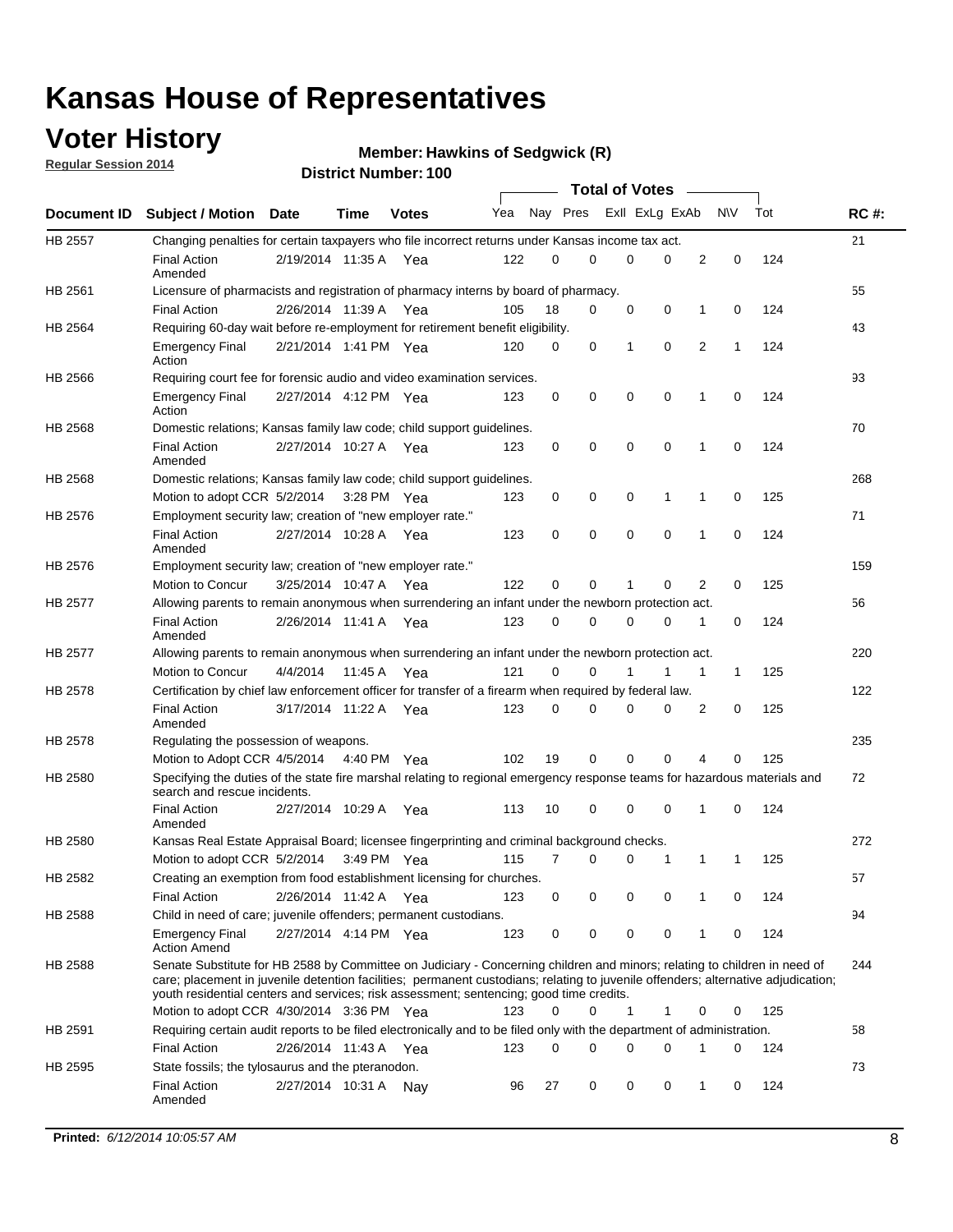# Kansas House of Representatives

## Voter History

**Regular Session 2014**

**Member: Hawkins of Sedgwick (R)**

**District Number: 100**

| Document ID | Subject / Motion | Date | Time | Votes | Yea | Nay | Pres | ExII | ExLg | ExAb | N\V | Tot | RC #: |
|---|---|---|---|---|---|---|---|---|---|---|---|---|---|
| HB 2557 | Changing penalties for certain taxpayers who file incorrect returns under Kansas income tax act. | | | | | | | | | | | | 21 |
| | Final Action Amended | 2/19/2014 | 11:35 A | Yea | 122 | 0 | 0 | 0 | 0 | 2 | 0 | 124 | |
| HB 2561 | Licensure of pharmacists and registration of pharmacy interns by board of pharmacy. | | | | | | | | | | | | 55 |
| | Final Action | 2/26/2014 | 11:39 A | Yea | 105 | 18 | 0 | 0 | 0 | 1 | 0 | 124 | |
| HB 2564 | Requiring 60-day wait before re-employment for retirement benefit eligibility. | | | | | | | | | | | | 43 |
| | Emergency Final Action | 2/21/2014 | 1:41 PM | Yea | 120 | 0 | 0 | 1 | 0 | 2 | 1 | 124 | |
| HB 2566 | Requiring court fee for forensic audio and video examination services. | | | | | | | | | | | | 93 |
| | Emergency Final Action | 2/27/2014 | 4:12 PM | Yea | 123 | 0 | 0 | 0 | 0 | 1 | 0 | 124 | |
| HB 2568 | Domestic relations; Kansas family law code; child support guidelines. | | | | | | | | | | | | 70 |
| | Final Action Amended | 2/27/2014 | 10:27 A | Yea | 123 | 0 | 0 | 0 | 0 | 1 | 0 | 124 | |
| HB 2568 | Domestic relations; Kansas family law code; child support guidelines. | | | | | | | | | | | | 268 |
| | Motion to adopt CCR | 5/2/2014 | 3:28 PM | Yea | 123 | 0 | 0 | 0 | 1 | 1 | 0 | 125 | |
| HB 2576 | Employment security law; creation of "new employer rate." | | | | | | | | | | | | 71 |
| | Final Action Amended | 2/27/2014 | 10:28 A | Yea | 123 | 0 | 0 | 0 | 0 | 1 | 0 | 124 | |
| HB 2576 | Employment security law; creation of "new employer rate." | | | | | | | | | | | | 159 |
| | Motion to Concur | 3/25/2014 | 10:47 A | Yea | 122 | 0 | 0 | 1 | 0 | 2 | 0 | 125 | |
| HB 2577 | Allowing parents to remain anonymous when surrendering an infant under the newborn protection act. | | | | | | | | | | | | 56 |
| | Final Action Amended | 2/26/2014 | 11:41 A | Yea | 123 | 0 | 0 | 0 | 0 | 1 | 0 | 124 | |
| HB 2577 | Allowing parents to remain anonymous when surrendering an infant under the newborn protection act. | | | | | | | | | | | | 220 |
| | Motion to Concur | 4/4/2014 | 11:45 A | Yea | 121 | 0 | 0 | 1 | 1 | 1 | 1 | 125 | |
| HB 2578 | Certification by chief law enforcement officer for transfer of a firearm when required by federal law. | | | | | | | | | | | | 122 |
| | Final Action Amended | 3/17/2014 | 11:22 A | Yea | 123 | 0 | 0 | 0 | 0 | 2 | 0 | 125 | |
| HB 2578 | Regulating the possession of weapons. | | | | | | | | | | | | 235 |
| | Motion to Adopt CCR | 4/5/2014 | 4:40 PM | Yea | 102 | 19 | 0 | 0 | 0 | 4 | 0 | 125 | |
| HB 2580 | Specifying the duties of the state fire marshal relating to regional emergency response teams for hazardous materials and search and rescue incidents. | | | | | | | | | | | | 72 |
| | Final Action Amended | 2/27/2014 | 10:29 A | Yea | 113 | 10 | 0 | 0 | 0 | 1 | 0 | 124 | |
| HB 2580 | Kansas Real Estate Appraisal Board; licensee fingerprinting and criminal background checks. | | | | | | | | | | | | 272 |
| | Motion to adopt CCR | 5/2/2014 | 3:49 PM | Yea | 115 | 7 | 0 | 0 | 1 | 1 | 1 | 125 | |
| HB 2582 | Creating an exemption from food establishment licensing for churches. | | | | | | | | | | | | 57 |
| | Final Action | 2/26/2014 | 11:42 A | Yea | 123 | 0 | 0 | 0 | 0 | 1 | 0 | 124 | |
| HB 2588 | Child in need of care; juvenile offenders; permanent custodians. | | | | | | | | | | | | 94 |
| | Emergency Final Action Amend | 2/27/2014 | 4:14 PM | Yea | 123 | 0 | 0 | 0 | 0 | 1 | 0 | 124 | |
| HB 2588 | Senate Substitute for HB 2588 by Committee on Judiciary - Concerning children and minors; relating to children in need of care; placement in juvenile detention facilities; permanent custodians; relating to juvenile offenders; alternative adjudication; youth residential centers and services; risk assessment; sentencing; good time credits. | | | | | | | | | | | | 244 |
| | Motion to adopt CCR | 4/30/2014 | 3:36 PM | Yea | 123 | 0 | 0 | 1 | 1 | 0 | 0 | 125 | |
| HB 2591 | Requiring certain audit reports to be filed electronically and to be filed only with the department of administration. | | | | | | | | | | | | 58 |
| | Final Action | 2/26/2014 | 11:43 A | Yea | 123 | 0 | 0 | 0 | 0 | 1 | 0 | 124 | |
| HB 2595 | State fossils; the tylosaurus and the pteranodon. | | | | | | | | | | | | 73 |
| | Final Action Amended | 2/27/2014 | 10:31 A | Nay | 96 | 27 | 0 | 0 | 0 | 1 | 0 | 124 | |

**Printed:** *6/12/2014 10:05:57 AM*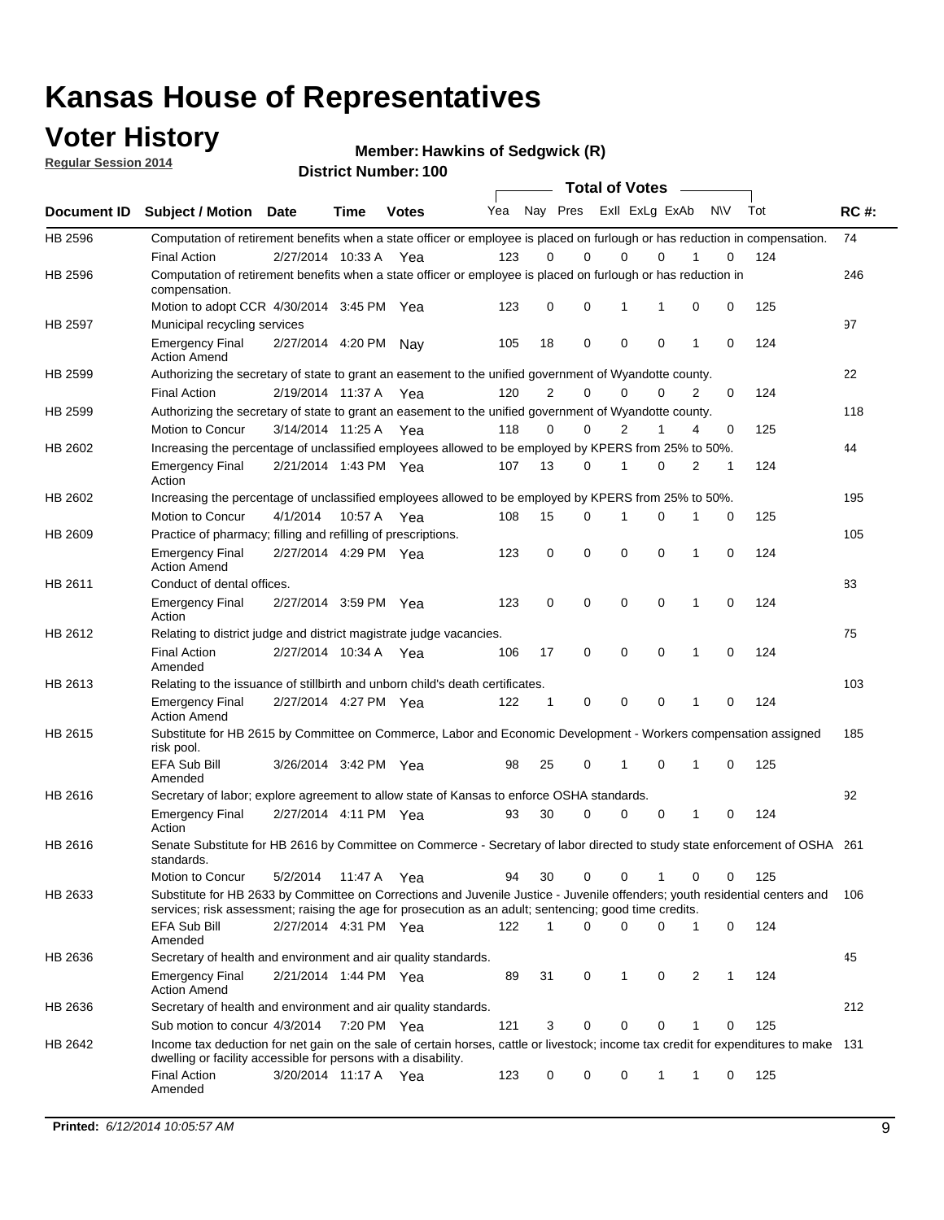# Kansas House of Representatives

## Voter History

**Regular Session 2014**

**Member: Hawkins of Sedgwick (R)**

**District Number: 100**

| Document ID | Subject / Motion | Date | Time | Votes | Yea | Nay | Pres | ExII | ExLg | ExAb | N\V | Tot | RC #: |
|---|---|---|---|---|---|---|---|---|---|---|---|---|---|
| HB 2596 | Computation of retirement benefits when a state officer or employee is placed on furlough or has reduction in compensation. | | | | | | | | | | | | 74 |
| | Final Action | 2/27/2014 | 10:33 A | Yea | 123 | 0 | 0 | 0 | 0 | 1 | 0 | 124 | |
| HB 2596 | Computation of retirement benefits when a state officer or employee is placed on furlough or has reduction in compensation. | | | | | | | | | | | | 246 |
| | Motion to adopt CCR | 4/30/2014 | 3:45 PM | Yea | 123 | 0 | 0 | 1 | 1 | 0 | 0 | 125 | |
| HB 2597 | Municipal recycling services | | | | | | | | | | | | 97 |
| | Emergency Final Action Amend | 2/27/2014 | 4:20 PM | Nay | 105 | 18 | 0 | 0 | 0 | 1 | 0 | 124 | |
| HB 2599 | Authorizing the secretary of state to grant an easement to the unified government of Wyandotte county. | | | | | | | | | | | | 22 |
| | Final Action | 2/19/2014 | 11:37 A | Yea | 120 | 2 | 0 | 0 | 0 | 2 | 0 | 124 | |
| HB 2599 | Authorizing the secretary of state to grant an easement to the unified government of Wyandotte county. | | | | | | | | | | | | 118 |
| | Motion to Concur | 3/14/2014 | 11:25 A | Yea | 118 | 0 | 0 | 2 | 1 | 4 | 0 | 125 | |
| HB 2602 | Increasing the percentage of unclassified employees allowed to be employed by KPERS from 25% to 50%. | | | | | | | | | | | | 44 |
| | Emergency Final Action | 2/21/2014 | 1:43 PM | Yea | 107 | 13 | 0 | 1 | 0 | 2 | 1 | 124 | |
| HB 2602 | Increasing the percentage of unclassified employees allowed to be employed by KPERS from 25% to 50%. | | | | | | | | | | | | 195 |
| | Motion to Concur | 4/1/2014 | 10:57 A | Yea | 108 | 15 | 0 | 1 | 0 | 1 | 0 | 125 | |
| HB 2609 | Practice of pharmacy; filling and refilling of prescriptions. | | | | | | | | | | | | 105 |
| | Emergency Final Action Amend | 2/27/2014 | 4:29 PM | Yea | 123 | 0 | 0 | 0 | 0 | 1 | 0 | 124 | |
| HB 2611 | Conduct of dental offices. | | | | | | | | | | | | 83 |
| | Emergency Final Action | 2/27/2014 | 3:59 PM | Yea | 123 | 0 | 0 | 0 | 0 | 1 | 0 | 124 | |
| HB 2612 | Relating to district judge and district magistrate judge vacancies. | | | | | | | | | | | | 75 |
| | Final Action Amended | 2/27/2014 | 10:34 A | Yea | 106 | 17 | 0 | 0 | 0 | 1 | 0 | 124 | |
| HB 2613 | Relating to the issuance of stillbirth and unborn child's death certificates. | | | | | | | | | | | | 103 |
| | Emergency Final Action Amend | 2/27/2014 | 4:27 PM | Yea | 122 | 1 | 0 | 0 | 0 | 1 | 0 | 124 | |
| HB 2615 | Substitute for HB 2615 by Committee on Commerce, Labor and Economic Development - Workers compensation assigned risk pool. | | | | | | | | | | | | 185 |
| | EFA Sub Bill Amended | 3/26/2014 | 3:42 PM | Yea | 98 | 25 | 0 | 1 | 0 | 1 | 0 | 125 | |
| HB 2616 | Secretary of labor; explore agreement to allow state of Kansas to enforce OSHA standards. | | | | | | | | | | | | 92 |
| | Emergency Final Action | 2/27/2014 | 4:11 PM | Yea | 93 | 30 | 0 | 0 | 0 | 1 | 0 | 124 | |
| HB 2616 | Senate Substitute for HB 2616 by Committee on Commerce - Secretary of labor directed to study state enforcement of OSHA standards. | | | | | | | | | | | | 261 |
| | Motion to Concur | 5/2/2014 | 11:47 A | Yea | 94 | 30 | 0 | 0 | 1 | 0 | 0 | 125 | |
| HB 2633 | Substitute for HB 2633 by Committee on Corrections and Juvenile Justice - Juvenile offenders; youth residential centers and services; risk assessment; raising the age for prosecution as an adult; sentencing; good time credits. | | | | | | | | | | | | 106 |
| | EFA Sub Bill Amended | 2/27/2014 | 4:31 PM | Yea | 122 | 1 | 0 | 0 | 0 | 1 | 0 | 124 | |
| HB 2636 | Secretary of health and environment and air quality standards. | | | | | | | | | | | | 45 |
| | Emergency Final Action Amend | 2/21/2014 | 1:44 PM | Yea | 89 | 31 | 0 | 1 | 0 | 2 | 1 | 124 | |
| HB 2636 | Secretary of health and environment and air quality standards. | | | | | | | | | | | | 212 |
| | Sub motion to concur | 4/3/2014 | 7:20 PM | Yea | 121 | 3 | 0 | 0 | 0 | 1 | 0 | 125 | |
| HB 2642 | Income tax deduction for net gain on the sale of certain horses, cattle or livestock; income tax credit for expenditures to make dwelling or facility accessible for persons with a disability. | | | | | | | | | | | | 131 |
| | Final Action Amended | 3/20/2014 | 11:17 A | Yea | 123 | 0 | 0 | 0 | 1 | 1 | 0 | 125 | |

**Printed:** *6/12/2014 10:05:57 AM*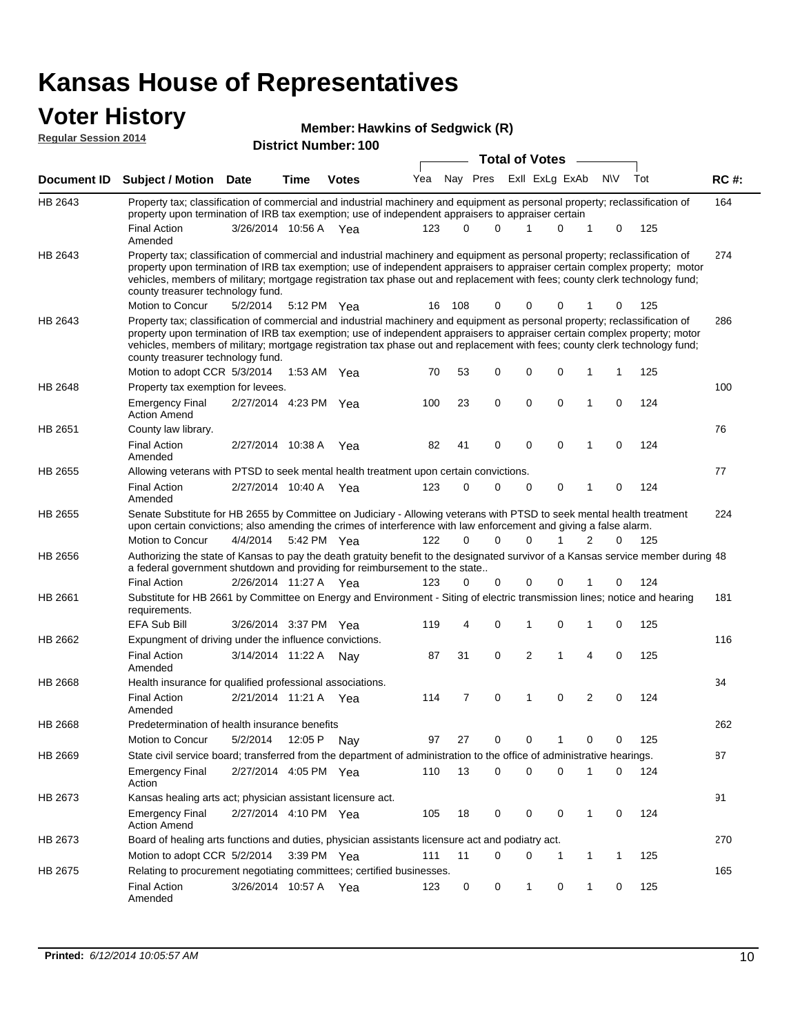# Kansas House of Representatives

## Voter History

**Regular Session 2014**

**Member: Hawkins of Sedgwick (R)**

**District Number: 100**

| Document ID | Subject / Motion | Date | Time | Votes | Yea | Nay | Pres | ExII | ExLg | ExAb | N\V | Tot | RC #: |
|---|---|---|---|---|---|---|---|---|---|---|---|---|---|
| HB 2643 | Property tax; classification of commercial and industrial machinery and equipment as personal property; reclassification of property upon termination of IRB tax exemption; use of independent appraisers to appraiser certain | | | | | | | | | | | | 164 |
| | Final Action Amended | 3/26/2014 | 10:56 A | Yea | 123 | 0 | 0 | 1 | 0 | 1 | 0 | 125 | |
| HB 2643 | Property tax; classification of commercial and industrial machinery and equipment as personal property; reclassification of property upon termination of IRB tax exemption; use of independent appraisers to appraiser certain complex property; motor vehicles, members of military; mortgage registration tax phase out and replacement with fees; county clerk technology fund; county treasurer technology fund. | | | | | | | | | | | | 274 |
| | Motion to Concur | 5/2/2014 | 5:12 PM | Yea | 16 | 108 | 0 | 0 | 0 | 1 | 0 | 125 | |
| HB 2643 | Property tax; classification of commercial and industrial machinery and equipment as personal property; reclassification of property upon termination of IRB tax exemption; use of independent appraisers to appraiser certain complex property; motor vehicles, members of military; mortgage registration tax phase out and replacement with fees; county clerk technology fund; county treasurer technology fund. | | | | | | | | | | | | 286 |
| | Motion to adopt CCR | 5/3/2014 | 1:53 AM | Yea | 70 | 53 | 0 | 0 | 0 | 1 | 1 | 125 | |
| HB 2648 | Property tax exemption for levees. | | | | | | | | | | | | 100 |
| | Emergency Final Action Amend | 2/27/2014 | 4:23 PM | Yea | 100 | 23 | 0 | 0 | 0 | 1 | 0 | 124 | |
| HB 2651 | County law library. | | | | | | | | | | | | 76 |
| | Final Action Amended | 2/27/2014 | 10:38 A | Yea | 82 | 41 | 0 | 0 | 0 | 1 | 0 | 124 | |
| HB 2655 | Allowing veterans with PTSD to seek mental health treatment upon certain convictions. | | | | | | | | | | | | 77 |
| | Final Action Amended | 2/27/2014 | 10:40 A | Yea | 123 | 0 | 0 | 0 | 0 | 1 | 0 | 124 | |
| HB 2655 | Senate Substitute for HB 2655 by Committee on Judiciary - Allowing veterans with PTSD to seek mental health treatment upon certain convictions; also amending the crimes of interference with law enforcement and giving a false alarm. | | | | | | | | | | | | 224 |
| | Motion to Concur | 4/4/2014 | 5:42 PM | Yea | 122 | 0 | 0 | 0 | 1 | 2 | 0 | 125 | |
| HB 2656 | Authorizing the state of Kansas to pay the death gratuity benefit to the designated survivor of a Kansas service member during a federal government shutdown and providing for reimbursement to the state.. | | | | | | | | | | | | 48 |
| | Final Action | 2/26/2014 | 11:27 A | Yea | 123 | 0 | 0 | 0 | 0 | 1 | 0 | 124 | |
| HB 2661 | Substitute for HB 2661 by Committee on Energy and Environment - Siting of electric transmission lines; notice and hearing requirements. | | | | | | | | | | | | 181 |
| | EFA Sub Bill | 3/26/2014 | 3:37 PM | Yea | 119 | 4 | 0 | 1 | 0 | 1 | 0 | 125 | |
| HB 2662 | Expungment of driving under the influence convictions. | | | | | | | | | | | | 116 |
| | Final Action Amended | 3/14/2014 | 11:22 A | Nay | 87 | 31 | 0 | 2 | 1 | 4 | 0 | 125 | |
| HB 2668 | Health insurance for qualified professional associations. | | | | | | | | | | | | 34 |
| | Final Action Amended | 2/21/2014 | 11:21 A | Yea | 114 | 7 | 0 | 1 | 0 | 2 | 0 | 124 | |
| HB 2668 | Predetermination of health insurance benefits | | | | | | | | | | | | 262 |
| | Motion to Concur | 5/2/2014 | 12:05 P | Nay | 97 | 27 | 0 | 0 | 1 | 0 | 0 | 125 | |
| HB 2669 | State civil service board; transferred from the department of administration to the office of administrative hearings. | | | | | | | | | | | | 87 |
| | Emergency Final Action | 2/27/2014 | 4:05 PM | Yea | 110 | 13 | 0 | 0 | 0 | 1 | 0 | 124 | |
| HB 2673 | Kansas healing arts act; physician assistant licensure act. | | | | | | | | | | | | 91 |
| | Emergency Final Action Amend | 2/27/2014 | 4:10 PM | Yea | 105 | 18 | 0 | 0 | 0 | 1 | 0 | 124 | |
| HB 2673 | Board of healing arts functions and duties, physician assistants licensure act and podiatry act. | | | | | | | | | | | | 270 |
| | Motion to adopt CCR | 5/2/2014 | 3:39 PM | Yea | 111 | 11 | 0 | 0 | 1 | 1 | 1 | 125 | |
| HB 2675 | Relating to procurement negotiating committees; certified businesses. | | | | | | | | | | | | 165 |
| | Final Action Amended | 3/26/2014 | 10:57 A | Yea | 123 | 0 | 0 | 1 | 0 | 1 | 0 | 125 | |

**Printed:** *6/12/2014 10:05:57 AM*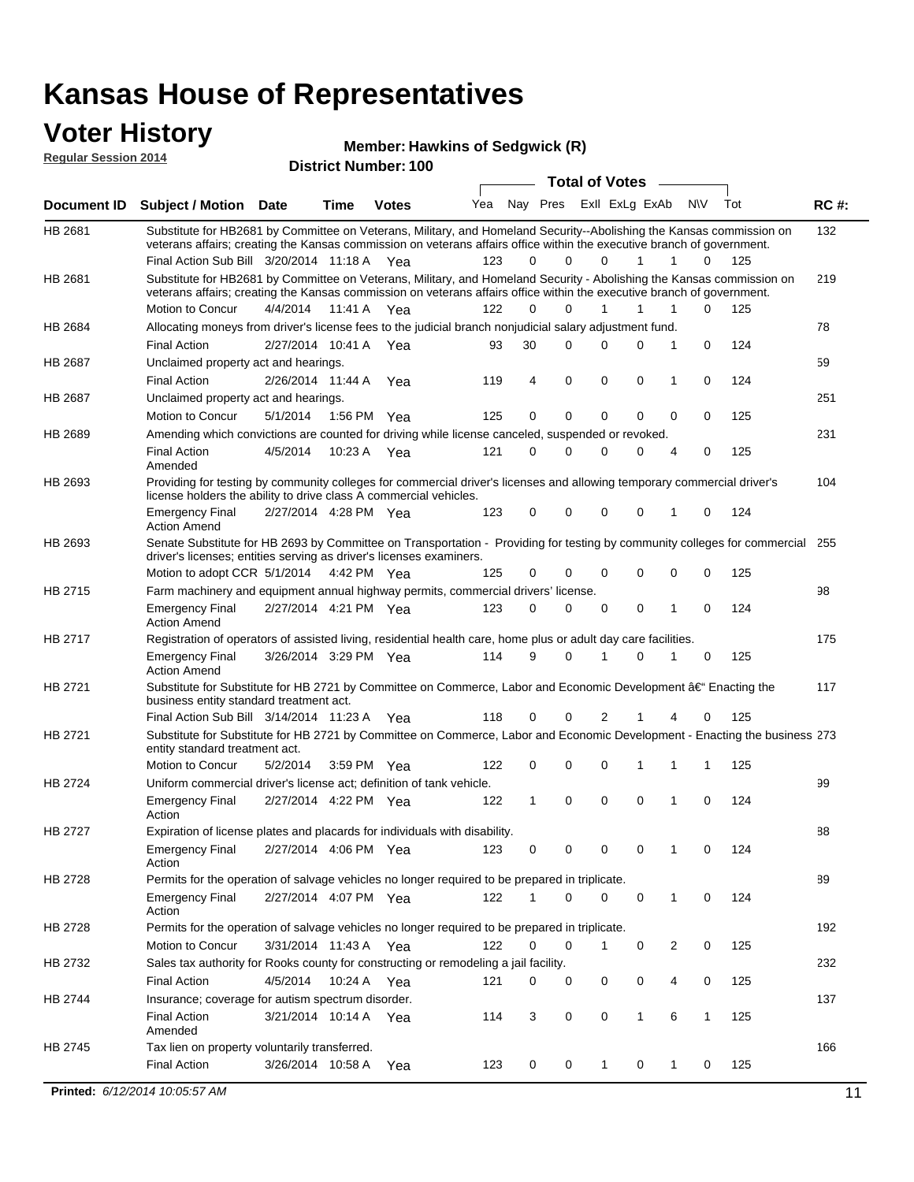# Kansas House of Representatives

## Voter History

**Regular Session 2014**

**Member: Hawkins of Sedgwick (R)**

**District Number: 100**

| Document ID | Subject / Motion | Date | Time | Votes | Yea | Nay | Pres | ExII | ExLg | ExAb | N\V | Tot | RC #: |
|---|---|---|---|---|---|---|---|---|---|---|---|---|---|
| HB 2681 | Substitute for HB2681 by Committee on Veterans, Military, and Homeland Security--Abolishing the Kansas commission on veterans affairs; creating the Kansas commission on veterans affairs office within the executive branch of government. | | | | | | | | | | | | 132 |
| | Final Action Sub Bill | 3/20/2014 | 11:18 A | Yea | 123 | 0 | 0 | 0 | 1 | 1 | 0 | 125 | |
| HB 2681 | Substitute for HB2681 by Committee on Veterans, Military, and Homeland Security - Abolishing the Kansas commission on veterans affairs; creating the Kansas commission on veterans affairs office within the executive branch of government. | | | | | | | | | | | | 219 |
| | Motion to Concur | 4/4/2014 | 11:41 A | Yea | 122 | 0 | 0 | 1 | 1 | 1 | 0 | 125 | |
| HB 2684 | Allocating moneys from driver's license fees to the judicial branch nonjudicial salary adjustment fund. | | | | | | | | | | | | 78 |
| | Final Action | 2/27/2014 | 10:41 A | Yea | 93 | 30 | 0 | 0 | 0 | 1 | 0 | 124 | |
| HB 2687 | Unclaimed property act and hearings. | | | | | | | | | | | | 59 |
| | Final Action | 2/26/2014 | 11:44 A | Yea | 119 | 4 | 0 | 0 | 0 | 1 | 0 | 124 | |
| HB 2687 | Unclaimed property act and hearings. | | | | | | | | | | | | 251 |
| | Motion to Concur | 5/1/2014 | 1:56 PM | Yea | 125 | 0 | 0 | 0 | 0 | 0 | 0 | 125 | |
| HB 2689 | Amending which convictions are counted for driving while license canceled, suspended or revoked. | | | | | | | | | | | | 231 |
| | Final Action Amended | 4/5/2014 | 10:23 A | Yea | 121 | 0 | 0 | 0 | 0 | 4 | 0 | 125 | |
| HB 2693 | Providing for testing by community colleges for commercial driver's licenses and allowing temporary commercial driver's license holders the ability to drive class A commercial vehicles. | | | | | | | | | | | | 104 |
| | Emergency Final Action Amend | 2/27/2014 | 4:28 PM | Yea | 123 | 0 | 0 | 0 | 0 | 1 | 0 | 124 | |
| HB 2693 | Senate Substitute for HB 2693 by Committee on Transportation - Providing for testing by community colleges for commercial driver's licenses; entities serving as driver's licenses examiners. | | | | | | | | | | | | 255 |
| | Motion to adopt CCR | 5/1/2014 | 4:42 PM | Yea | 125 | 0 | 0 | 0 | 0 | 0 | 0 | 125 | |
| HB 2715 | Farm machinery and equipment annual highway permits, commercial drivers' license. | | | | | | | | | | | | 98 |
| | Emergency Final Action Amend | 2/27/2014 | 4:21 PM | Yea | 123 | 0 | 0 | 0 | 0 | 1 | 0 | 124 | |
| HB 2717 | Registration of operators of assisted living, residential health care, home plus or adult day care facilities. | | | | | | | | | | | | 175 |
| | Emergency Final Action Amend | 3/26/2014 | 3:29 PM | Yea | 114 | 9 | 0 | 1 | 0 | 1 | 0 | 125 | |
| HB 2721 | Substitute for Substitute for HB 2721 by Committee on Commerce, Labor and Economic Development â€" Enacting the business entity standard treatment act. | | | | | | | | | | | | 117 |
| | Final Action Sub Bill | 3/14/2014 | 11:23 A | Yea | 118 | 0 | 0 | 2 | 1 | 4 | 0 | 125 | |
| HB 2721 | Substitute for Substitute for HB 2721 by Committee on Commerce, Labor and Economic Development - Enacting the business entity standard treatment act. | | | | | | | | | | | | 273 |
| | Motion to Concur | 5/2/2014 | 3:59 PM | Yea | 122 | 0 | 0 | 0 | 1 | 1 | 1 | 125 | |
| HB 2724 | Uniform commercial driver's license act; definition of tank vehicle. | | | | | | | | | | | | 99 |
| | Emergency Final Action | 2/27/2014 | 4:22 PM | Yea | 122 | 1 | 0 | 0 | 0 | 1 | 0 | 124 | |
| HB 2727 | Expiration of license plates and placards for individuals with disability. | | | | | | | | | | | | 88 |
| | Emergency Final Action | 2/27/2014 | 4:06 PM | Yea | 123 | 0 | 0 | 0 | 0 | 1 | 0 | 124 | |
| HB 2728 | Permits for the operation of salvage vehicles no longer required to be prepared in triplicate. | | | | | | | | | | | | 89 |
| | Emergency Final Action | 2/27/2014 | 4:07 PM | Yea | 122 | 1 | 0 | 0 | 0 | 1 | 0 | 124 | |
| HB 2728 | Permits for the operation of salvage vehicles no longer required to be prepared in triplicate. | | | | | | | | | | | | 192 |
| | Motion to Concur | 3/31/2014 | 11:43 A | Yea | 122 | 0 | 0 | 1 | 0 | 2 | 0 | 125 | |
| HB 2732 | Sales tax authority for Rooks county for constructing or remodeling a jail facility. | | | | | | | | | | | | 232 |
| | Final Action | 4/5/2014 | 10:24 A | Yea | 121 | 0 | 0 | 0 | 0 | 4 | 0 | 125 | |
| HB 2744 | Insurance; coverage for autism spectrum disorder. | | | | | | | | | | | | 137 |
| | Final Action Amended | 3/21/2014 | 10:14 A | Yea | 114 | 3 | 0 | 0 | 1 | 6 | 1 | 125 | |
| HB 2745 | Tax lien on property voluntarily transferred. | | | | | | | | | | | | 166 |
| | Final Action | 3/26/2014 | 10:58 A | Yea | 123 | 0 | 0 | 1 | 0 | 1 | 0 | 125 | |

**Printed:** 6/12/2014 10:05:57 AM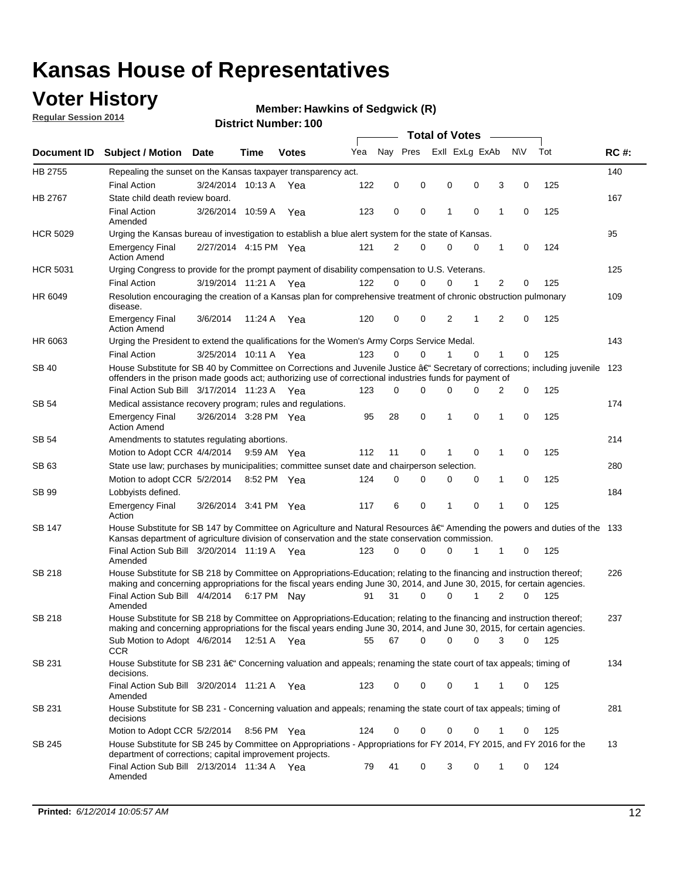# Kansas House of Representatives

## Voter History

**Regular Session 2014**

**Member: Hawkins of Sedgwick (R)**

**District Number: 100**

| Document ID | Subject / Motion | Date | Time | Votes | Yea | Nay | Pres | ExII | ExLg | ExAb | N\V | Tot | RC #: |
|---|---|---|---|---|---|---|---|---|---|---|---|---|---|
| HB 2755 | Repealing the sunset on the Kansas taxpayer transparency act. | | | | | | | | | | | | 140 |
| | Final Action | 3/24/2014 | 10:13 A | Yea | 122 | 0 | 0 | 0 | 0 | 3 | 0 | 125 | |
| HB 2767 | State child death review board. | | | | | | | | | | | | 167 |
| | Final Action Amended | 3/26/2014 | 10:59 A | Yea | 123 | 0 | 0 | 1 | 0 | 1 | 0 | 125 | |
| HCR 5029 | Urging the Kansas bureau of investigation to establish a blue alert system for the state of Kansas. | | | | | | | | | | | | 95 |
| | Emergency Final Action Amend | 2/27/2014 | 4:15 PM | Yea | 121 | 2 | 0 | 0 | 0 | 1 | 0 | 124 | |
| HCR 5031 | Urging Congress to provide for the prompt payment of disability compensation to U.S. Veterans. | | | | | | | | | | | | 125 |
| | Final Action | 3/19/2014 | 11:21 A | Yea | 122 | 0 | 0 | 0 | 1 | 2 | 0 | 125 | |
| HR 6049 | Resolution encouraging the creation of a Kansas plan for comprehensive treatment of chronic obstruction pulmonary disease. | | | | | | | | | | | | 109 |
| | Emergency Final Action Amend | 3/6/2014 | 11:24 A | Yea | 120 | 0 | 0 | 2 | 1 | 2 | 0 | 125 | |
| HR 6063 | Urging the President to extend the qualifications for the Women's Army Corps Service Medal. | | | | | | | | | | | | 143 |
| | Final Action | 3/25/2014 | 10:11 A | Yea | 123 | 0 | 0 | 1 | 0 | 1 | 0 | 125 | |
| SB 40 | House Substitute for SB 40 by Committee on Corrections and Juvenile Justice â€" Secretary of corrections; including juvenile offenders in the prison made goods act; authorizing use of correctional industries funds for payment of | | | | | | | | | | | | 123 |
| | Final Action Sub Bill | 3/17/2014 | 11:23 A | Yea | 123 | 0 | 0 | 0 | 0 | 2 | 0 | 125 | |
| SB 54 | Medical assistance recovery program; rules and regulations. | | | | | | | | | | | | 174 |
| | Emergency Final Action Amend | 3/26/2014 | 3:28 PM | Yea | 95 | 28 | 0 | 1 | 0 | 1 | 0 | 125 | |
| SB 54 | Amendments to statutes regulating abortions. | | | | | | | | | | | | 214 |
| | Motion to Adopt CCR | 4/4/2014 | 9:59 AM | Yea | 112 | 11 | 0 | 1 | 0 | 1 | 0 | 125 | |
| SB 63 | State use law; purchases by municipalities; committee sunset date and chairperson selection. | | | | | | | | | | | | 280 |
| | Motion to adopt CCR | 5/2/2014 | 8:52 PM | Yea | 124 | 0 | 0 | 0 | 0 | 1 | 0 | 125 | |
| SB 99 | Lobbyists defined. | | | | | | | | | | | | 184 |
| | Emergency Final Action | 3/26/2014 | 3:41 PM | Yea | 117 | 6 | 0 | 1 | 0 | 1 | 0 | 125 | |
| SB 147 | House Substitute for SB 147 by Committee on Agriculture and Natural Resources â€" Amending the powers and duties of the Kansas department of agriculture division of conservation and the state conservation commission. | | | | | | | | | | | | 133 |
| | Final Action Sub Bill Amended | 3/20/2014 | 11:19 A | Yea | 123 | 0 | 0 | 0 | 1 | 1 | 0 | 125 | |
| SB 218 | House Substitute for SB 218 by Committee on Appropriations-Education; relating to the financing and instruction thereof; making and concerning appropriations for the fiscal years ending June 30, 2014, and June 30, 2015, for certain agencies. | | | | | | | | | | | | 226 |
| | Final Action Sub Bill Amended | 4/4/2014 | 6:17 PM | Nay | 91 | 31 | 0 | 0 | 1 | 2 | 0 | 125 | |
| SB 218 | House Substitute for SB 218 by Committee on Appropriations-Education; relating to the financing and instruction thereof; making and concerning appropriations for the fiscal years ending June 30, 2014, and June 30, 2015, for certain agencies. | | | | | | | | | | | | 237 |
| | Sub Motion to Adopt CCR | 4/6/2014 | 12:51 A | Yea | 55 | 67 | 0 | 0 | 0 | 3 | 0 | 125 | |
| SB 231 | House Substitute for SB 231 â€" Concerning valuation and appeals; renaming the state court of tax appeals; timing of decisions. | | | | | | | | | | | | 134 |
| | Final Action Sub Bill Amended | 3/20/2014 | 11:21 A | Yea | 123 | 0 | 0 | 0 | 1 | 1 | 0 | 125 | |
| SB 231 | House Substitute for SB 231 - Concerning valuation and appeals; renaming the state court of tax appeals; timing of decisions | | | | | | | | | | | | 281 |
| | Motion to Adopt CCR | 5/2/2014 | 8:56 PM | Yea | 124 | 0 | 0 | 0 | 0 | 1 | 0 | 125 | |
| SB 245 | House Substitute for SB 245 by Committee on Appropriations - Appropriations for FY 2014, FY 2015, and FY 2016 for the department of corrections; capital improvement projects. | | | | | | | | | | | | 13 |
| | Final Action Sub Bill Amended | 2/13/2014 | 11:34 A | Yea | 79 | 41 | 0 | 3 | 0 | 1 | 0 | 124 | |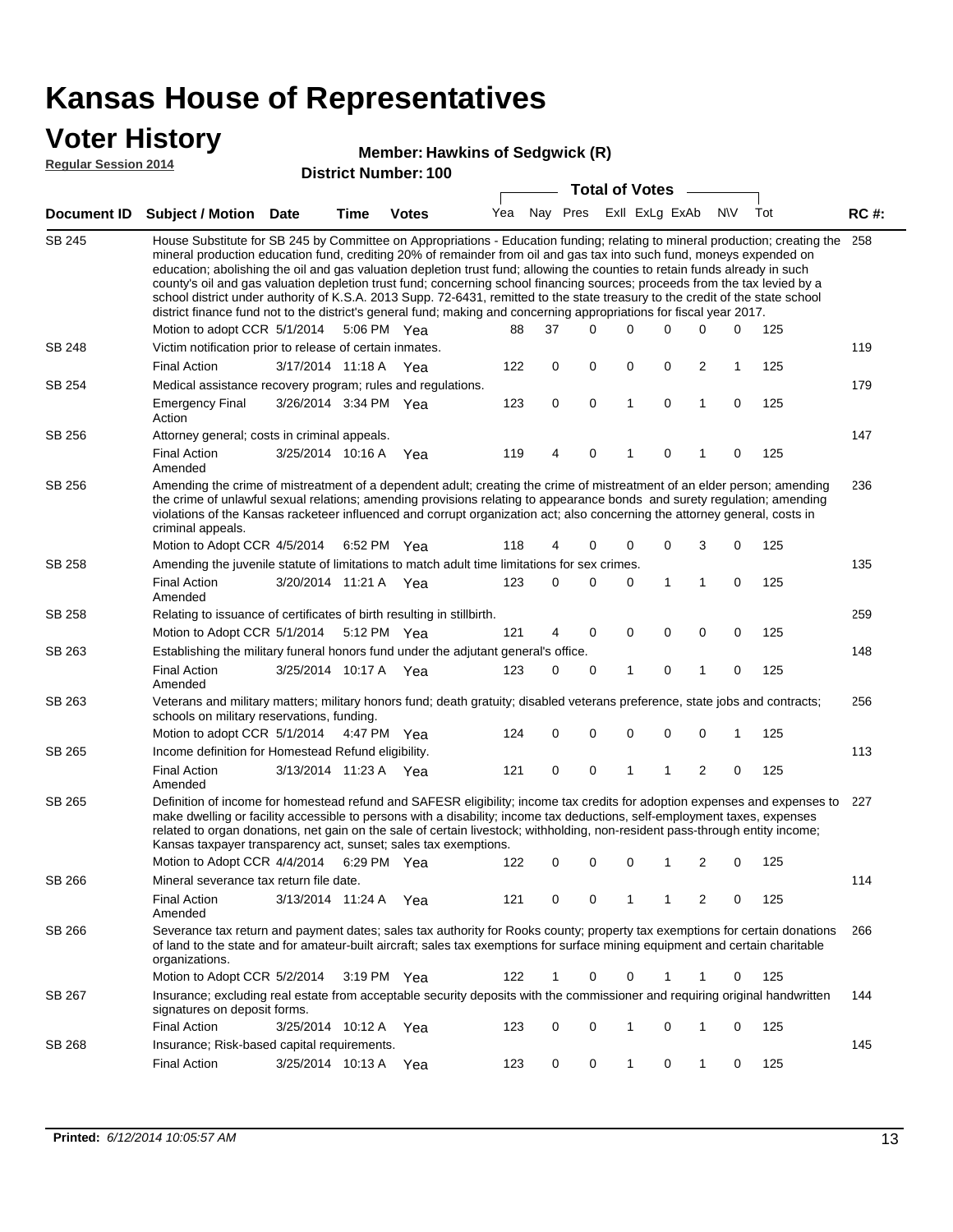# Kansas House of Representatives

## Voter History

**Regular Session 2014**

**Member: Hawkins of Sedgwick (R)**

**District Number: 100**

| Document ID | Subject / Motion | Date | Time | Votes | Yea | Nay | Pres | ExII | ExLg | ExAb | N\V | Tot | RC #: |
|---|---|---|---|---|---|---|---|---|---|---|---|---|---|
| SB 245 | House Substitute for SB 245 by Committee on Appropriations - Education funding; relating to mineral production; creating the mineral production education fund, crediting 20% of remainder from oil and gas tax into such fund, moneys expended on education; abolishing the oil and gas valuation depletion trust fund; allowing the counties to retain funds already in such county's oil and gas valuation depletion trust fund; concerning school financing sources; proceeds from the tax levied by a school district under authority of K.S.A. 2013 Supp. 72-6431, remitted to the state treasury to the credit of the state school district finance fund not to the district's general fund; making and concerning appropriations for fiscal year 2017. | | | | | | | | | | | | 258 |
| | Motion to adopt CCR | 5/1/2014 | 5:06 PM | Yea | 88 | 37 | 0 | 0 | 0 | 0 | 0 | 125 | |
| SB 248 | Victim notification prior to release of certain inmates. | | | | | | | | | | | | 119 |
| | Final Action | 3/17/2014 | 11:18 A | Yea | 122 | 0 | 0 | 0 | 0 | 2 | 1 | 125 | |
| SB 254 | Medical assistance recovery program; rules and regulations. | | | | | | | | | | | | 179 |
| | Emergency Final Action | 3/26/2014 | 3:34 PM | Yea | 123 | 0 | 0 | 1 | 0 | 1 | 0 | 125 | |
| SB 256 | Attorney general; costs in criminal appeals. | | | | | | | | | | | | 147 |
| | Final Action Amended | 3/25/2014 | 10:16 A | Yea | 119 | 4 | 0 | 1 | 0 | 1 | 0 | 125 | |
| SB 256 | Amending the crime of mistreatment of a dependent adult; creating the crime of mistreatment of an elder person; amending the crime of unlawful sexual relations; amending provisions relating to appearance bonds and surety regulation; amending violations of the Kansas racketeer influenced and corrupt organization act; also concerning the attorney general, costs in criminal appeals. | | | | | | | | | | | | 236 |
| | Motion to Adopt CCR | 4/5/2014 | 6:52 PM | Yea | 118 | 4 | 0 | 0 | 0 | 3 | 0 | 125 | |
| SB 258 | Amending the juvenile statute of limitations to match adult time limitations for sex crimes. | | | | | | | | | | | | 135 |
| | Final Action Amended | 3/20/2014 | 11:21 A | Yea | 123 | 0 | 0 | 0 | 1 | 1 | 0 | 125 | |
| SB 258 | Relating to issuance of certificates of birth resulting in stillbirth. | | | | | | | | | | | | 259 |
| | Motion to Adopt CCR | 5/1/2014 | 5:12 PM | Yea | 121 | 4 | 0 | 0 | 0 | 0 | 0 | 125 | |
| SB 263 | Establishing the military funeral honors fund under the adjutant general's office. | | | | | | | | | | | | 148 |
| | Final Action Amended | 3/25/2014 | 10:17 A | Yea | 123 | 0 | 0 | 1 | 0 | 1 | 0 | 125 | |
| SB 263 | Veterans and military matters; military honors fund; death gratuity; disabled veterans preference, state jobs and contracts; schools on military reservations, funding. | | | | | | | | | | | | 256 |
| | Motion to adopt CCR | 5/1/2014 | 4:47 PM | Yea | 124 | 0 | 0 | 0 | 0 | 0 | 1 | 125 | |
| SB 265 | Income definition for Homestead Refund eligibility. | | | | | | | | | | | | 113 |
| | Final Action Amended | 3/13/2014 | 11:23 A | Yea | 121 | 0 | 0 | 1 | 1 | 2 | 0 | 125 | |
| SB 265 | Definition of income for homestead refund and SAFESR eligibility; income tax credits for adoption expenses and expenses to make dwelling or facility accessible to persons with a disability; income tax deductions, self-employment taxes, expenses related to organ donations, net gain on the sale of certain livestock; withholding, non-resident pass-through entity income; Kansas taxpayer transparency act, sunset; sales tax exemptions. | | | | | | | | | | | | 227 |
| | Motion to Adopt CCR | 4/4/2014 | 6:29 PM | Yea | 122 | 0 | 0 | 0 | 1 | 2 | 0 | 125 | |
| SB 266 | Mineral severance tax return file date. | | | | | | | | | | | | 114 |
| | Final Action Amended | 3/13/2014 | 11:24 A | Yea | 121 | 0 | 0 | 1 | 1 | 2 | 0 | 125 | |
| SB 266 | Severance tax return and payment dates; sales tax authority for Rooks county; property tax exemptions for certain donations of land to the state and for amateur-built aircraft; sales tax exemptions for surface mining equipment and certain charitable organizations. | | | | | | | | | | | | 266 |
| | Motion to Adopt CCR | 5/2/2014 | 3:19 PM | Yea | 122 | 1 | 0 | 0 | 1 | 1 | 0 | 125 | |
| SB 267 | Insurance; excluding real estate from acceptable security deposits with the commissioner and requiring original handwritten signatures on deposit forms. | | | | | | | | | | | | 144 |
| | Final Action | 3/25/2014 | 10:12 A | Yea | 123 | 0 | 0 | 1 | 0 | 1 | 0 | 125 | |
| SB 268 | Insurance; Risk-based capital requirements. | | | | | | | | | | | | 145 |
| | Final Action | 3/25/2014 | 10:13 A | Yea | 123 | 0 | 0 | 1 | 0 | 1 | 0 | 125 | |

**Printed:** *6/12/2014 10:05:57 AM*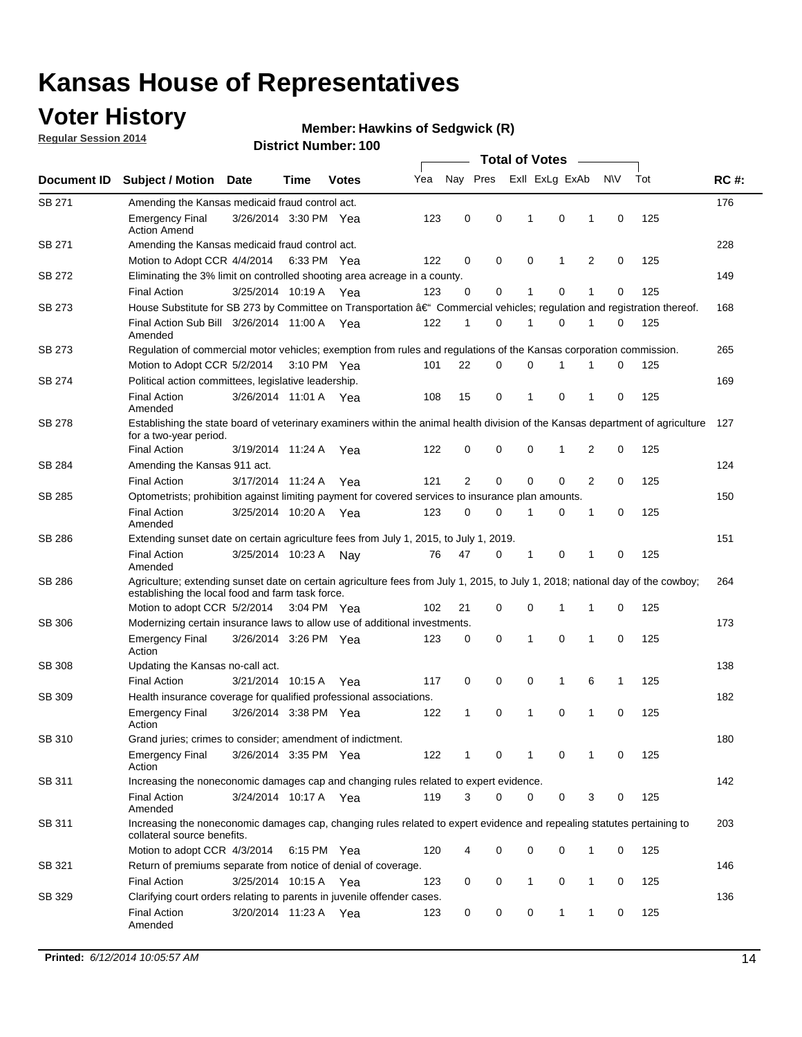# Kansas House of Representatives

## Voter History

**Regular Session 2014**

**Member: Hawkins of Sedgwick (R)**

**District Number: 100**

| Document ID | Subject / Motion | Date | Time | Votes | Yea | Nay | Pres | ExlI | ExLg | ExAb | N\V | Tot | RC #: |
|---|---|---|---|---|---|---|---|---|---|---|---|---|---|
| SB 271 | Amending the Kansas medicaid fraud control act. | | | | | | | | | | | | 176 |
| | Emergency Final Action Amend | 3/26/2014 | 3:30 PM | Yea | 123 | 0 | 0 | 1 | 0 | 1 | 0 | 125 | |
| SB 271 | Amending the Kansas medicaid fraud control act. | | | | | | | | | | | | 228 |
| | Motion to Adopt CCR | 4/4/2014 | 6:33 PM | Yea | 122 | 0 | 0 | 0 | 1 | 2 | 0 | 125 | |
| SB 272 | Eliminating the 3% limit on controlled shooting area acreage in a county. | | | | | | | | | | | | 149 |
| | Final Action | 3/25/2014 | 10:19 A | Yea | 123 | 0 | 0 | 1 | 0 | 1 | 0 | 125 | |
| SB 273 | House Substitute for SB 273 by Committee on Transportation â€" Commercial vehicles; regulation and registration thereof. | | | | | | | | | | | | 168 |
| | Final Action Sub Bill Amended | 3/26/2014 | 11:00 A | Yea | 122 | 1 | 0 | 1 | 0 | 1 | 0 | 125 | |
| SB 273 | Regulation of commercial motor vehicles; exemption from rules and regulations of the Kansas corporation commission. | | | | | | | | | | | | 265 |
| | Motion to Adopt CCR | 5/2/2014 | 3:10 PM | Yea | 101 | 22 | 0 | 0 | 1 | 1 | 0 | 125 | |
| SB 274 | Political action committees, legislative leadership. | | | | | | | | | | | | 169 |
| | Final Action Amended | 3/26/2014 | 11:01 A | Yea | 108 | 15 | 0 | 1 | 0 | 1 | 0 | 125 | |
| SB 278 | Establishing the state board of veterinary examiners within the animal health division of the Kansas department of agriculture for a two-year period. | | | | | | | | | | | | 127 |
| | Final Action | 3/19/2014 | 11:24 A | Yea | 122 | 0 | 0 | 0 | 1 | 2 | 0 | 125 | |
| SB 284 | Amending the Kansas 911 act. | | | | | | | | | | | | 124 |
| | Final Action | 3/17/2014 | 11:24 A | Yea | 121 | 2 | 0 | 0 | 0 | 2 | 0 | 125 | |
| SB 285 | Optometrists; prohibition against limiting payment for covered services to insurance plan amounts. | | | | | | | | | | | | 150 |
| | Final Action Amended | 3/25/2014 | 10:20 A | Yea | 123 | 0 | 0 | 1 | 0 | 1 | 0 | 125 | |
| SB 286 | Extending sunset date on certain agriculture fees from July 1, 2015, to July 1, 2019. | | | | | | | | | | | | 151 |
| | Final Action Amended | 3/25/2014 | 10:23 A | Nay | 76 | 47 | 0 | 1 | 0 | 1 | 0 | 125 | |
| SB 286 | Agriculture; extending sunset date on certain agriculture fees from July 1, 2015, to July 1, 2018; national day of the cowboy; establishing the local food and farm task force. | | | | | | | | | | | | 264 |
| | Motion to adopt CCR | 5/2/2014 | 3:04 PM | Yea | 102 | 21 | 0 | 0 | 1 | 1 | 0 | 125 | |
| SB 306 | Modernizing certain insurance laws to allow use of additional investments. | | | | | | | | | | | | 173 |
| | Emergency Final Action | 3/26/2014 | 3:26 PM | Yea | 123 | 0 | 0 | 1 | 0 | 1 | 0 | 125 | |
| SB 308 | Updating the Kansas no-call act. | | | | | | | | | | | | 138 |
| | Final Action | 3/21/2014 | 10:15 A | Yea | 117 | 0 | 0 | 0 | 1 | 6 | 1 | 125 | |
| SB 309 | Health insurance coverage for qualified professional associations. | | | | | | | | | | | | 182 |
| | Emergency Final Action | 3/26/2014 | 3:38 PM | Yea | 122 | 1 | 0 | 1 | 0 | 1 | 0 | 125 | |
| SB 310 | Grand juries; crimes to consider; amendment of indictment. | | | | | | | | | | | | 180 |
| | Emergency Final Action | 3/26/2014 | 3:35 PM | Yea | 122 | 1 | 0 | 1 | 0 | 1 | 0 | 125 | |
| SB 311 | Increasing the noneconomic damages cap and changing rules related to expert evidence. | | | | | | | | | | | | 142 |
| | Final Action Amended | 3/24/2014 | 10:17 A | Yea | 119 | 3 | 0 | 0 | 0 | 3 | 0 | 125 | |
| SB 311 | Increasing the noneconomic damages cap, changing rules related to expert evidence and repealing statutes pertaining to collateral source benefits. | | | | | | | | | | | | 203 |
| | Motion to adopt CCR | 4/3/2014 | 6:15 PM | Yea | 120 | 4 | 0 | 0 | 0 | 1 | 0 | 125 | |
| SB 321 | Return of premiums separate from notice of denial of coverage. | | | | | | | | | | | | 146 |
| | Final Action | 3/25/2014 | 10:15 A | Yea | 123 | 0 | 0 | 1 | 0 | 1 | 0 | 125 | |
| SB 329 | Clarifying court orders relating to parents in juvenile offender cases. | | | | | | | | | | | | 136 |
| | Final Action Amended | 3/20/2014 | 11:23 A | Yea | 123 | 0 | 0 | 0 | 1 | 1 | 0 | 125 | |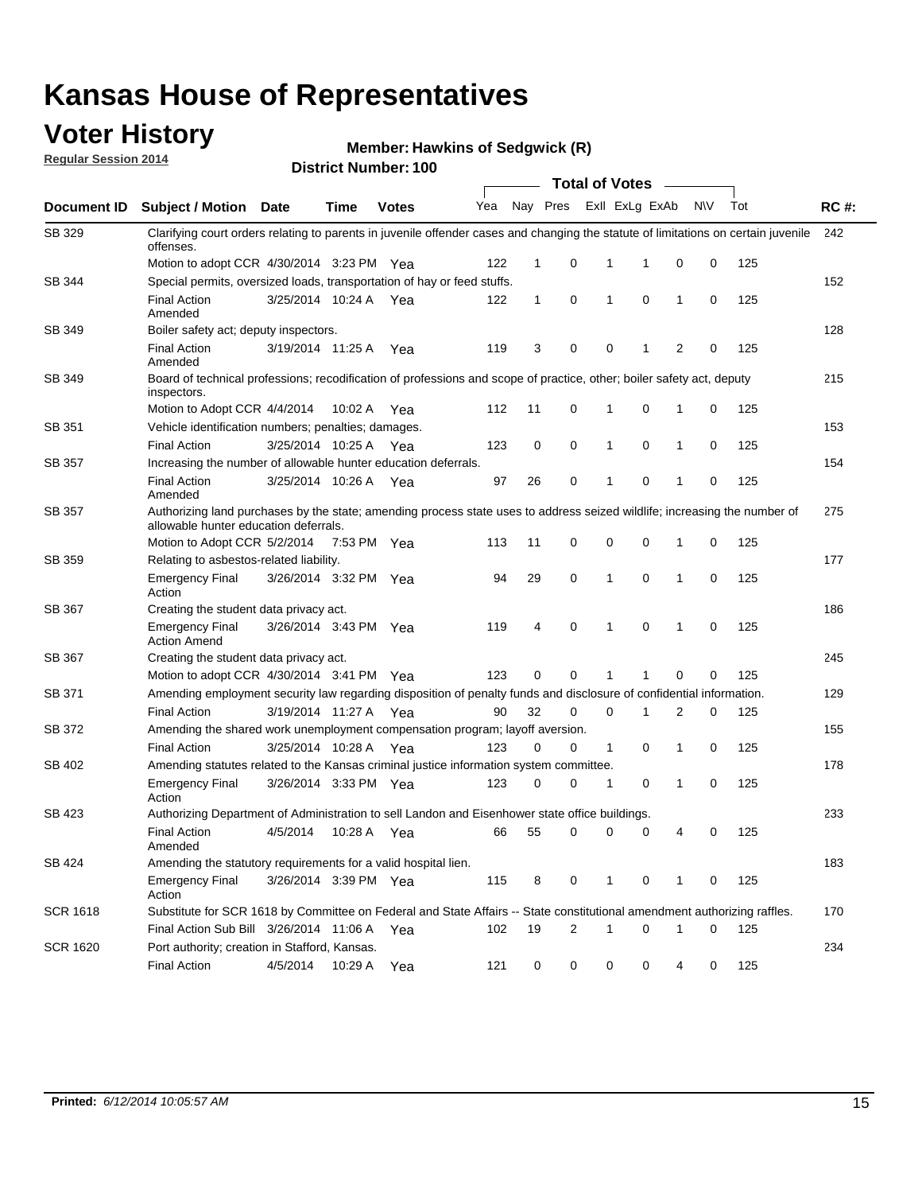# Kansas House of Representatives

## Voter History

**Regular Session 2014**

**Member: Hawkins of Sedgwick (R)**

**District Number: 100**

| Document ID | Subject / Motion | Date | Time | Votes | Yea | Nay | Pres | ExII | ExLg | ExAb | N\V | Tot | RC #: |
|---|---|---|---|---|---|---|---|---|---|---|---|---|---|
| SB 329 | Clarifying court orders relating to parents in juvenile offender cases and changing the statute of limitations on certain juvenile offenses. | | | | | | | | | | | | 242 |
| | Motion to adopt CCR | 4/30/2014 | 3:23 PM | Yea | 122 | 1 | 0 | 1 | 1 | 0 | 0 | 125 | |
| SB 344 | Special permits, oversized loads, transportation of hay or feed stuffs. | | | | | | | | | | | | 152 |
| | Final Action Amended | 3/25/2014 | 10:24 A | Yea | 122 | 1 | 0 | 1 | 0 | 1 | 0 | 125 | |
| SB 349 | Boiler safety act; deputy inspectors. | | | | | | | | | | | | 128 |
| | Final Action Amended | 3/19/2014 | 11:25 A | Yea | 119 | 3 | 0 | 0 | 1 | 2 | 0 | 125 | |
| SB 349 | Board of technical professions; recodification of professions and scope of practice, other; boiler safety act, deputy inspectors. | | | | | | | | | | | | 215 |
| | Motion to Adopt CCR | 4/4/2014 | 10:02 A | Yea | 112 | 11 | 0 | 1 | 0 | 1 | 0 | 125 | |
| SB 351 | Vehicle identification numbers; penalties; damages. | | | | | | | | | | | | 153 |
| | Final Action | 3/25/2014 | 10:25 A | Yea | 123 | 0 | 0 | 1 | 0 | 1 | 0 | 125 | |
| SB 357 | Increasing the number of allowable hunter education deferrals. | | | | | | | | | | | | 154 |
| | Final Action Amended | 3/25/2014 | 10:26 A | Yea | 97 | 26 | 0 | 1 | 0 | 1 | 0 | 125 | |
| SB 357 | Authorizing land purchases by the state; amending process state uses to address seized wildlife; increasing the number of allowable hunter education deferrals. | | | | | | | | | | | | 275 |
| | Motion to Adopt CCR | 5/2/2014 | 7:53 PM | Yea | 113 | 11 | 0 | 0 | 0 | 1 | 0 | 125 | |
| SB 359 | Relating to asbestos-related liability. | | | | | | | | | | | | 177 |
| | Emergency Final Action | 3/26/2014 | 3:32 PM | Yea | 94 | 29 | 0 | 1 | 0 | 1 | 0 | 125 | |
| SB 367 | Creating the student data privacy act. | | | | | | | | | | | | 186 |
| | Emergency Final Action Amend | 3/26/2014 | 3:43 PM | Yea | 119 | 4 | 0 | 1 | 0 | 1 | 0 | 125 | |
| SB 367 | Creating the student data privacy act. | | | | | | | | | | | | 245 |
| | Motion to adopt CCR | 4/30/2014 | 3:41 PM | Yea | 123 | 0 | 0 | 1 | 1 | 0 | 0 | 125 | |
| SB 371 | Amending employment security law regarding disposition of penalty funds and disclosure of confidential information. | | | | | | | | | | | | 129 |
| | Final Action | 3/19/2014 | 11:27 A | Yea | 90 | 32 | 0 | 0 | 1 | 2 | 0 | 125 | |
| SB 372 | Amending the shared work unemployment compensation program; layoff aversion. | | | | | | | | | | | | 155 |
| | Final Action | 3/25/2014 | 10:28 A | Yea | 123 | 0 | 0 | 1 | 0 | 1 | 0 | 125 | |
| SB 402 | Amending statutes related to the Kansas criminal justice information system committee. | | | | | | | | | | | | 178 |
| | Emergency Final Action | 3/26/2014 | 3:33 PM | Yea | 123 | 0 | 0 | 1 | 0 | 1 | 0 | 125 | |
| SB 423 | Authorizing Department of Administration to sell Landon and Eisenhower state office buildings. | | | | | | | | | | | | 233 |
| | Final Action Amended | 4/5/2014 | 10:28 A | Yea | 66 | 55 | 0 | 0 | 0 | 4 | 0 | 125 | |
| SB 424 | Amending the statutory requirements for a valid hospital lien. | | | | | | | | | | | | 183 |
| | Emergency Final Action | 3/26/2014 | 3:39 PM | Yea | 115 | 8 | 0 | 1 | 0 | 1 | 0 | 125 | |
| SCR 1618 | Substitute for SCR 1618 by Committee on Federal and State Affairs -- State constitutional amendment authorizing raffles. | | | | | | | | | | | | 170 |
| | Final Action Sub Bill | 3/26/2014 | 11:06 A | Yea | 102 | 19 | 2 | 1 | 0 | 1 | 0 | 125 | |
| SCR 1620 | Port authority; creation in Stafford, Kansas. | | | | | | | | | | | | 234 |
| | Final Action | 4/5/2014 | 10:29 A | Yea | 121 | 0 | 0 | 0 | 0 | 4 | 0 | 125 | |

**Printed:** *6/12/2014 10:05:57 AM*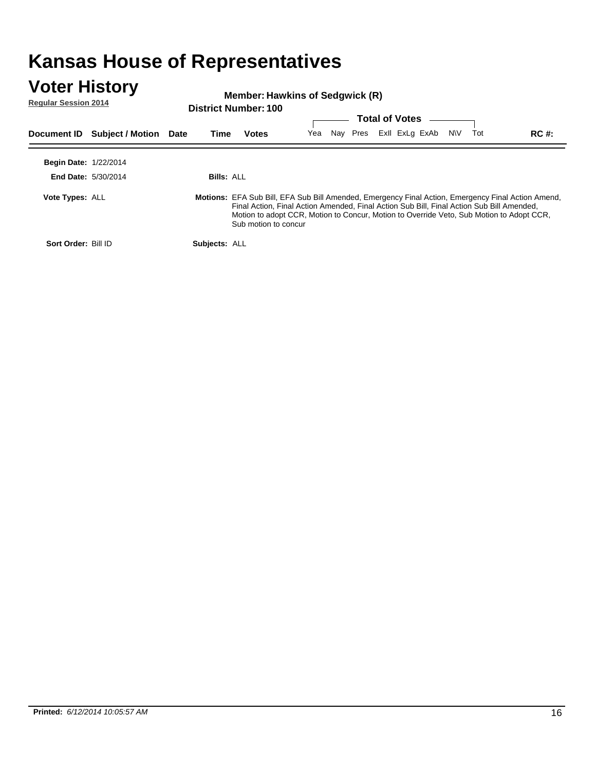# Kansas House of Representatives

## Voter History

**Regular Session 2014**

**Member: Hawkins of Sedgwick (R)**

**District Number: 100**

| Document ID | Subject / Motion | Date | Time | Votes | Total of Votes | | | | | | | | RC #: |
|---|---|---|---|---|---|---|---|---|---|---|---|---|---|
| | | | | | Yea | Nay | Pres | ExII | ExLg | ExAb | N\V | Tot | |

**Begin Date:** 1/22/2014

**End Date:** 5/30/2014

**Bills:** ALL

**Vote Types:** ALL

**Motions:** EFA Sub Bill, EFA Sub Bill Amended, Emergency Final Action, Emergency Final Action Amend, Final Action, Final Action Amended, Final Action Sub Bill, Final Action Sub Bill Amended, Motion to adopt CCR, Motion to Concur, Motion to Override Veto, Sub Motion to Adopt CCR, Sub motion to concur

**Sort Order:** Bill ID

**Subjects:** ALL

**Printed:** *6/12/2014 10:05:57 AM*